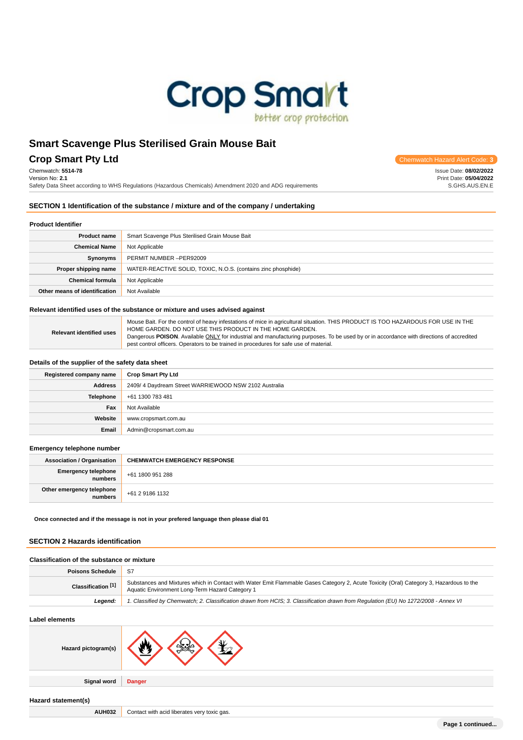# Smart Scavenge Plus Sterilised Grain Mouse Bait

## Crop Smart Pty Ltd

Chemwatch Hazard Alert Code: 3

Chemwatch: **5514-78**
Version No: **2.1**
Safety Data Sheet according to WHS Regulations (Hazardous Chemicals) Amendment 2020 and ADG requirements

Issue Date: **08/02/2022**
Print Date: **05/04/2022**
S.GHS.AUS.EN.E

## SECTION 1 Identification of the substance / mixture and of the company / undertaking

### Product Identifier

| | |
|---|---|
| **Product name** | Smart Scavenge Plus Sterilised Grain Mouse Bait |
| **Chemical Name** | Not Applicable |
| **Synonyms** | PERMIT NUMBER –PER92009 |
| **Proper shipping name** | WATER-REACTIVE SOLID, TOXIC, N.O.S. (contains zinc phosphide) |
| **Chemical formula** | Not Applicable |
| **Other means of identification** | Not Available |

### Relevant identified uses of the substance or mixture and uses advised against

| | |
|---|---|
| **Relevant identified uses** | Mouse Bait. For the control of heavy infestations of mice in agricultural situation. THIS PRODUCT IS TOO HAZARDOUS FOR USE IN THE HOME GARDEN. DO NOT USE THIS PRODUCT IN THE HOME GARDEN. Dangerous **POISON**. Available ONLY for industrial and manufacturing purposes. To be used by or in accordance with directions of accredited pest control officers. Operators to be trained in procedures for safe use of material. |

### Details of the supplier of the safety data sheet

| | |
|---|---|
| **Registered company name** | **Crop Smart Pty Ltd** |
| **Address** | 2409/ 4 Daydream Street WARRIEWOOD NSW 2102 Australia |
| **Telephone** | +61 1300 783 481 |
| **Fax** | Not Available |
| **Website** | www.cropsmart.com.au |
| **Email** | Admin@cropsmart.com.au |

### Emergency telephone number

| | |
|---|---|
| **Association / Organisation** | **CHEMWATCH EMERGENCY RESPONSE** |
| **Emergency telephone numbers** | +61 1800 951 288 |
| **Other emergency telephone numbers** | +61 2 9186 1132 |

**Once connected and if the message is not in your prefered language then please dial 01**

## SECTION 2 Hazards identification

### Classification of the substance or mixture

| | |
|---|---|
| **Poisons Schedule** | S7 |
| **Classification [1]** | Substances and Mixtures which in Contact with Water Emit Flammable Gases Category 2, Acute Toxicity (Oral) Category 3, Hazardous to the Aquatic Environment Long-Term Hazard Category 1 |
| ***Legend:*** | *1. Classified by Chemwatch; 2. Classification drawn from HCIS; 3. Classification drawn from Regulation (EU) No 1272/2008 - Annex VI* |

### Label elements

| | |
|---|---|
| **Hazard pictogram(s)** | |
| **Signal word** | **Danger** |

### Hazard statement(s)

| | |
|---|---|
| **AUH032** | Contact with acid liberates very toxic gas. |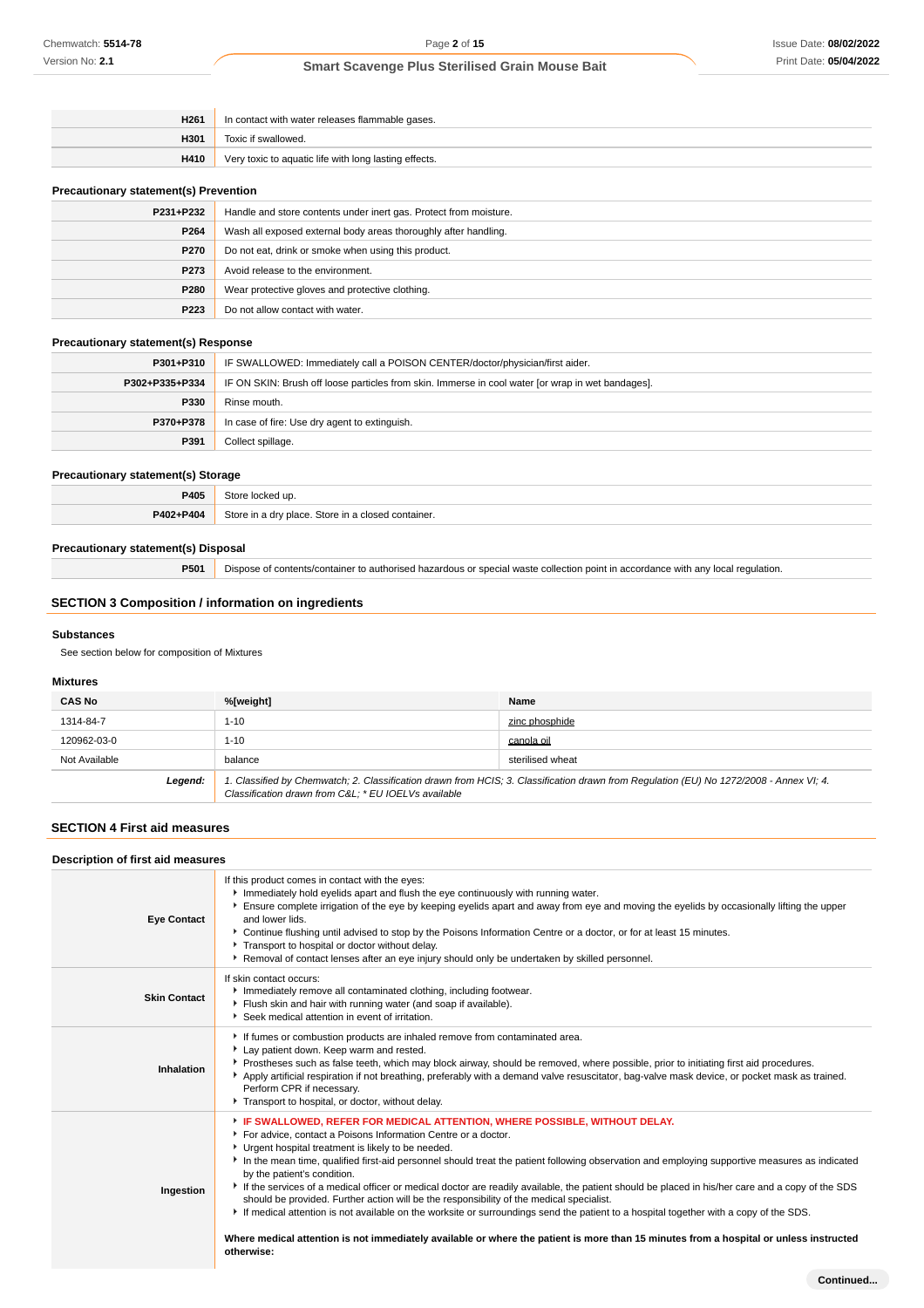| | |
|---|---|
| **H261** | In contact with water releases flammable gases. |
| **H301** | Toxic if swallowed. |
| **H410** | Very toxic to aquatic life with long lasting effects. |

### Precautionary statement(s) Prevention

| | |
|---|---|
| **P231+P232** | Handle and store contents under inert gas. Protect from moisture. |
| **P264** | Wash all exposed external body areas thoroughly after handling. |
| **P270** | Do not eat, drink or smoke when using this product. |
| **P273** | Avoid release to the environment. |
| **P280** | Wear protective gloves and protective clothing. |
| **P223** | Do not allow contact with water. |

### Precautionary statement(s) Response

| | |
|---|---|
| **P301+P310** | IF SWALLOWED: Immediately call a POISON CENTER/doctor/physician/first aider. |
| **P302+P335+P334** | IF ON SKIN: Brush off loose particles from skin. Immerse in cool water [or wrap in wet bandages]. |
| **P330** | Rinse mouth. |
| **P370+P378** | In case of fire: Use dry agent to extinguish. |
| **P391** | Collect spillage. |

### Precautionary statement(s) Storage

| | |
|---|---|
| **P405** | Store locked up. |
| **P402+P404** | Store in a dry place. Store in a closed container. |

### Precautionary statement(s) Disposal

| | |
|---|---|
| **P501** | Dispose of contents/container to authorised hazardous or special waste collection point in accordance with any local regulation. |

## SECTION 3 Composition / information on ingredients

### Substances

See section below for composition of Mixtures

### Mixtures

| CAS No | %[weight] | Name |
|---|---|---|
| 1314-84-7 | 1-10 | zinc phosphide |
| 120962-03-0 | 1-10 | canola oil |
| Not Available | balance | sterilised wheat |
| ***Legend:*** | *1. Classified by Chemwatch; 2. Classification drawn from HCIS; 3. Classification drawn from Regulation (EU) No 1272/2008 - Annex VI; 4. Classification drawn from C&L; * EU IOELVs available* | |

## SECTION 4 First aid measures

### Description of first aid measures

| | |
|---|---|
| **Eye Contact** | If this product comes in contact with the eyes:<br>▸ Immediately hold eyelids apart and flush the eye continuously with running water.<br>▸ Ensure complete irrigation of the eye by keeping eyelids apart and away from eye and moving the eyelids by occasionally lifting the upper and lower lids.<br>▸ Continue flushing until advised to stop by the Poisons Information Centre or a doctor, or for at least 15 minutes.<br>▸ Transport to hospital or doctor without delay.<br>▸ Removal of contact lenses after an eye injury should only be undertaken by skilled personnel. |
| **Skin Contact** | If skin contact occurs:<br>▸ Immediately remove all contaminated clothing, including footwear.<br>▸ Flush skin and hair with running water (and soap if available).<br>▸ Seek medical attention in event of irritation. |
| **Inhalation** | ▸ If fumes or combustion products are inhaled remove from contaminated area.<br>▸ Lay patient down. Keep warm and rested.<br>▸ Prostheses such as false teeth, which may block airway, should be removed, where possible, prior to initiating first aid procedures.<br>▸ Apply artificial respiration if not breathing, preferably with a demand valve resuscitator, bag-valve mask device, or pocket mask as trained. Perform CPR if necessary.<br>▸ Transport to hospital, or doctor, without delay. |
| **Ingestion** | ▸ **IF SWALLOWED, REFER FOR MEDICAL ATTENTION, WHERE POSSIBLE, WITHOUT DELAY.**<br>▸ For advice, contact a Poisons Information Centre or a doctor.<br>▸ Urgent hospital treatment is likely to be needed.<br>▸ In the mean time, qualified first-aid personnel should treat the patient following observation and employing supportive measures as indicated by the patient's condition.<br>▸ If the services of a medical officer or medical doctor are readily available, the patient should be placed in his/her care and a copy of the SDS should be provided. Further action will be the responsibility of the medical specialist.<br>▸ If medical attention is not available on the worksite or surroundings send the patient to a hospital together with a copy of the SDS.<br><br>**Where medical attention is not immediately available or where the patient is more than 15 minutes from a hospital or unless instructed otherwise:** |

**Continued...**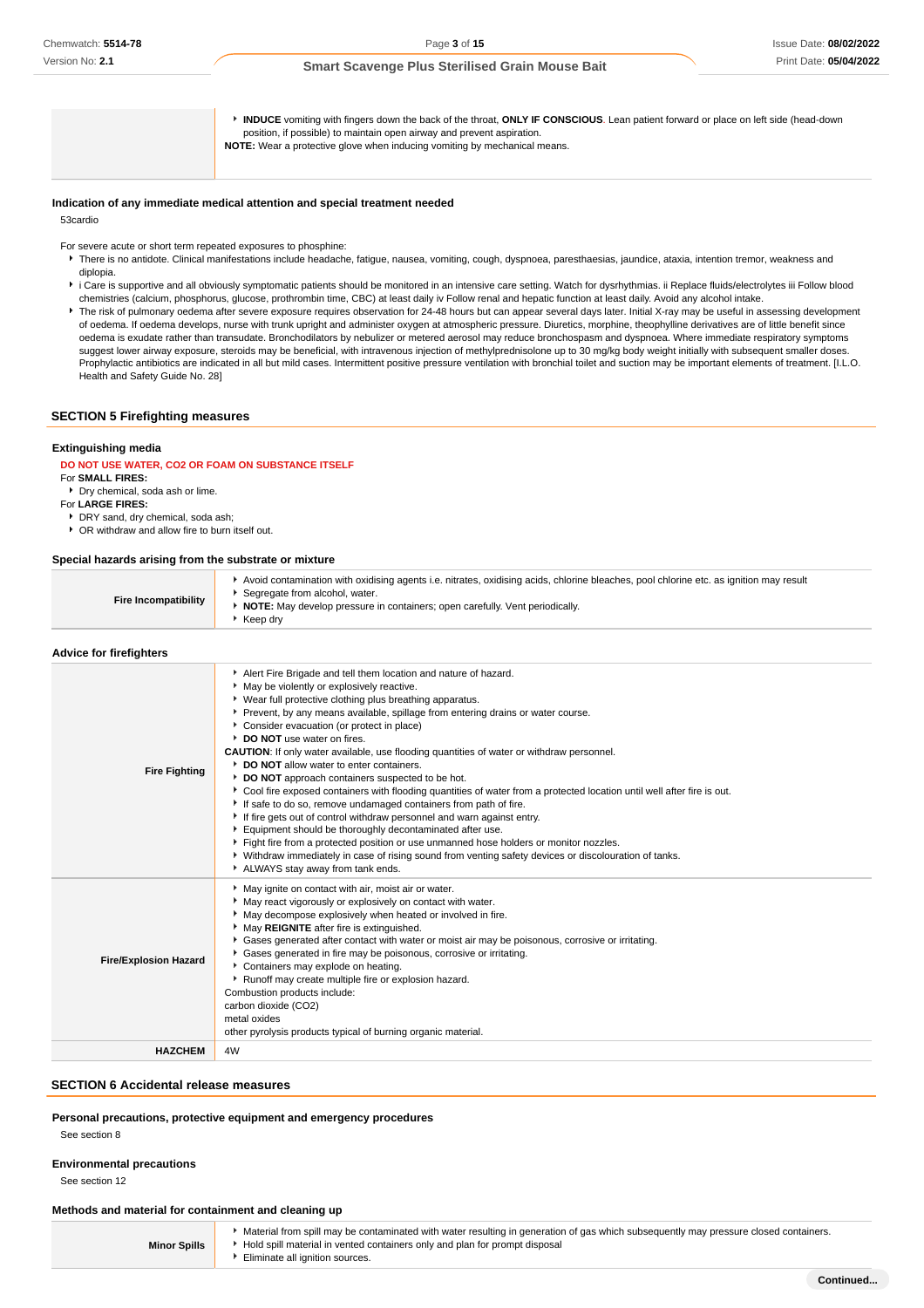| | |
|---|---|
| | INDUCE vomiting with fingers down the back of the throat, ONLY IF CONSCIOUS. Lean patient forward or place on left side (head-down position, if possible) to maintain open airway and prevent aspiration.<br>**NOTE:** Wear a protective glove when inducing vomiting by mechanical means. |

### Indication of any immediate medical attention and special treatment needed

53cardio

For severe acute or short term repeated exposures to phosphine:

- There is no antidote. Clinical manifestations include headache, fatigue, nausea, vomiting, cough, dyspnoea, paresthaesias, jaundice, ataxia, intention tremor, weakness and diplopia.
- i Care is supportive and all obviously symptomatic patients should be monitored in an intensive care setting. Watch for dysrhythmias. ii Replace fluids/electrolytes iii Follow blood chemistries (calcium, phosphorus, glucose, prothrombin time, CBC) at least daily iv Follow renal and hepatic function at least daily. Avoid any alcohol intake.
- The risk of pulmonary oedema after severe exposure requires observation for 24-48 hours but can appear several days later. Initial X-ray may be useful in assessing development of oedema. If oedema develops, nurse with trunk upright and administer oxygen at atmospheric pressure. Diuretics, morphine, theophylline derivatives are of little benefit since oedema is exudate rather than transudate. Bronchodilators by nebulizer or metered aerosol may reduce bronchospasm and dyspnoea. Where immediate respiratory symptoms suggest lower airway exposure, steroids may be beneficial, with intravenous injection of methylprednisolone up to 30 mg/kg body weight initially with subsequent smaller doses. Prophylactic antibiotics are indicated in all but mild cases. Intermittent positive pressure ventilation with bronchial toilet and suction may be important elements of treatment. [I.L.O. Health and Safety Guide No. 28]

## SECTION 5 Firefighting measures

### Extinguishing media

**DO NOT USE WATER, CO2 OR FOAM ON SUBSTANCE ITSELF**

For **SMALL FIRES:**

- Dry chemical, soda ash or lime.

For **LARGE FIRES:**

- DRY sand, dry chemical, soda ash;
- OR withdraw and allow fire to burn itself out.

### Special hazards arising from the substrate or mixture

| | |
|---|---|
| **Fire Incompatibility** | - Avoid contamination with oxidising agents i.e. nitrates, oxidising acids, chlorine bleaches, pool chlorine etc. as ignition may result<br>- Segregate from alcohol, water.<br>- **NOTE:** May develop pressure in containers; open carefully. Vent periodically.<br>- Keep dry |

### Advice for firefighters

| | |
|---|---|
| **Fire Fighting** | - Alert Fire Brigade and tell them location and nature of hazard.<br>- May be violently or explosively reactive.<br>- Wear full protective clothing plus breathing apparatus.<br>- Prevent, by any means available, spillage from entering drains or water course.<br>- Consider evacuation (or protect in place)<br>- **DO NOT** use water on fires.<br>**CAUTION**: If only water available, use flooding quantities of water or withdraw personnel.<br>- **DO NOT** allow water to enter containers.<br>- **DO NOT** approach containers suspected to be hot.<br>- Cool fire exposed containers with flooding quantities of water from a protected location until well after fire is out.<br>- If safe to do so, remove undamaged containers from path of fire.<br>- If fire gets out of control withdraw personnel and warn against entry.<br>- Equipment should be thoroughly decontaminated after use.<br>- Fight fire from a protected position or use unmanned hose holders or monitor nozzles.<br>- Withdraw immediately in case of rising sound from venting safety devices or discolouration of tanks.<br>- ALWAYS stay away from tank ends. |
| **Fire/Explosion Hazard** | - May ignite on contact with air, moist air or water.<br>- May react vigorously or explosively on contact with water.<br>- May decompose explosively when heated or involved in fire.<br>- May **REIGNITE** after fire is extinguished.<br>- Gases generated after contact with water or moist air may be poisonous, corrosive or irritating.<br>- Gases generated in fire may be poisonous, corrosive or irritating.<br>- Containers may explode on heating.<br>- Runoff may create multiple fire or explosion hazard.<br>Combustion products include:<br>carbon dioxide ($CO_2$)<br>metal oxides<br>other pyrolysis products typical of burning organic material. |
| **HAZCHEM** | 4W |

## SECTION 6 Accidental release measures

### Personal precautions, protective equipment and emergency procedures

See section 8

### Environmental precautions

See section 12

### Methods and material for containment and cleaning up

| | |
|---|---|
| **Minor Spills** | - Material from spill may be contaminated with water resulting in generation of gas which subsequently may pressure closed containers.<br>- Hold spill material in vented containers only and plan for prompt disposal<br>- Eliminate all ignition sources. |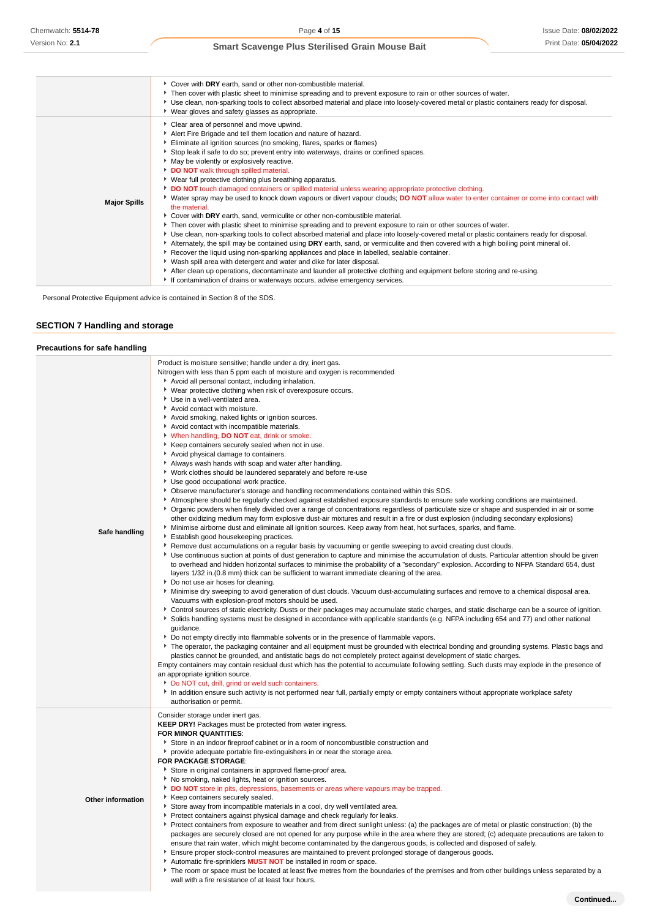| | |
|---|---|
| | • Cover with **DRY** earth, sand or other non-combustible material.<br>• Then cover with plastic sheet to minimise spreading and to prevent exposure to rain or other sources of water.<br>• Use clean, non-sparking tools to collect absorbed material and place into loosely-covered metal or plastic containers ready for disposal.<br>• Wear gloves and safety glasses as appropriate. |
| **Major Spills** | • Clear area of personnel and move upwind.<br>• Alert Fire Brigade and tell them location and nature of hazard.<br>• Eliminate all ignition sources (no smoking, flares, sparks or flames)<br>• Stop leak if safe to do so; prevent entry into waterways, drains or confined spaces.<br>• May be violently or explosively reactive.<br>• **DO NOT** walk through spilled material.<br>• Wear full protective clothing plus breathing apparatus.<br>• **DO NOT** touch damaged containers or spilled material unless wearing appropriate protective clothing.<br>• Water spray may be used to knock down vapours or divert vapour clouds; **DO NOT** allow water to enter container or come into contact with the material.<br>• Cover with **DRY** earth, sand, vermiculite or other non-combustible material.<br>• Then cover with plastic sheet to minimise spreading and to prevent exposure to rain or other sources of water.<br>• Use clean, non-sparking tools to collect absorbed material and place into loosely-covered metal or plastic containers ready for disposal.<br>• Alternately, the spill may be contained using **DRY** earth, sand, or vermiculite and then covered with a high boiling point mineral oil.<br>• Recover the liquid using non-sparking appliances and place in labelled, sealable container.<br>• Wash spill area with detergent and water and dike for later disposal.<br>• After clean up operations, decontaminate and launder all protective clothing and equipment before storing and re-using.<br>• If contamination of drains or waterways occurs, advise emergency services. |

Personal Protective Equipment advice is contained in Section 8 of the SDS.

## SECTION 7 Handling and storage

### Precautions for safe handling

| | |
|---|---|
| **Safe handling** | Product is moisture sensitive; handle under a dry, inert gas.<br>Nitrogen with less than 5 ppm each of moisture and oxygen is recommended<br>• Avoid all personal contact, including inhalation.<br>• Wear protective clothing when risk of overexposure occurs.<br>• Use in a well-ventilated area.<br>• Avoid contact with moisture.<br>• Avoid smoking, naked lights or ignition sources.<br>• Avoid contact with incompatible materials.<br>• When handling, **DO NOT** eat, drink or smoke.<br>• Keep containers securely sealed when not in use.<br>• Avoid physical damage to containers.<br>• Always wash hands with soap and water after handling.<br>• Work clothes should be laundered separately and before re-use<br>• Use good occupational work practice.<br>• Observe manufacturer's storage and handling recommendations contained within this SDS.<br>• Atmosphere should be regularly checked against established exposure standards to ensure safe working conditions are maintained.<br>• Organic powders when finely divided over a range of concentrations regardless of particulate size or shape and suspended in air or some other oxidizing medium may form explosive dust-air mixtures and result in a fire or dust explosion (including secondary explosions)<br>• Minimise airborne dust and eliminate all ignition sources. Keep away from heat, hot surfaces, sparks, and flame.<br>• Establish good housekeeping practices.<br>• Remove dust accumulations on a regular basis by vacuuming or gentle sweeping to avoid creating dust clouds.<br>• Use continuous suction at points of dust generation to capture and minimise the accumulation of dusts. Particular attention should be given to overhead and hidden horizontal surfaces to minimise the probability of a "secondary" explosion. According to NFPA Standard 654, dust layers 1/32 in.(0.8 mm) thick can be sufficient to warrant immediate cleaning of the area.<br>• Do not use air hoses for cleaning.<br>• Minimise dry sweeping to avoid generation of dust clouds. Vacuum dust-accumulating surfaces and remove to a chemical disposal area. Vacuums with explosion-proof motors should be used.<br>• Control sources of static electricity. Dusts or their packages may accumulate static charges, and static discharge can be a source of ignition.<br>• Solids handling systems must be designed in accordance with applicable standards (e.g. NFPA including 654 and 77) and other national guidance.<br>• Do not empty directly into flammable solvents or in the presence of flammable vapors.<br>• The operator, the packaging container and all equipment must be grounded with electrical bonding and grounding systems. Plastic bags and plastics cannot be grounded, and antistatic bags do not completely protect against development of static charges.<br>Empty containers may contain residual dust which has the potential to accumulate following settling. Such dusts may explode in the presence of an appropriate ignition source.<br>• Do NOT cut, drill, grind or weld such containers.<br>• In addition ensure such activity is not performed near full, partially empty or empty containers without appropriate workplace safety authorisation or permit. |
| **Other information** | Consider storage under inert gas.<br>**KEEP DRY!** Packages must be protected from water ingress.<br>**FOR MINOR QUANTITIES**:<br>• Store in an indoor fireproof cabinet or in a room of noncombustible construction and<br>• provide adequate portable fire-extinguishers in or near the storage area.<br>**FOR PACKAGE STORAGE**:<br>• Store in original containers in approved flame-proof area.<br>• No smoking, naked lights, heat or ignition sources.<br>• **DO NOT** store in pits, depressions, basements or areas where vapours may be trapped.<br>• Keep containers securely sealed.<br>• Store away from incompatible materials in a cool, dry well ventilated area.<br>• Protect containers against physical damage and check regularly for leaks.<br>• Protect containers from exposure to weather and from direct sunlight unless: (a) the packages are of metal or plastic construction; (b) the packages are securely closed are not opened for any purpose while in the area where they are stored; (c) adequate precautions are taken to ensure that rain water, which might become contaminated by the dangerous goods, is collected and disposed of safely.<br>• Ensure proper stock-control measures are maintained to prevent prolonged storage of dangerous goods.<br>• Automatic fire-sprinklers **MUST NOT** be installed in room or space.<br>• The room or space must be located at least five metres from the boundaries of the premises and from other buildings unless separated by a wall with a fire resistance of at least four hours. |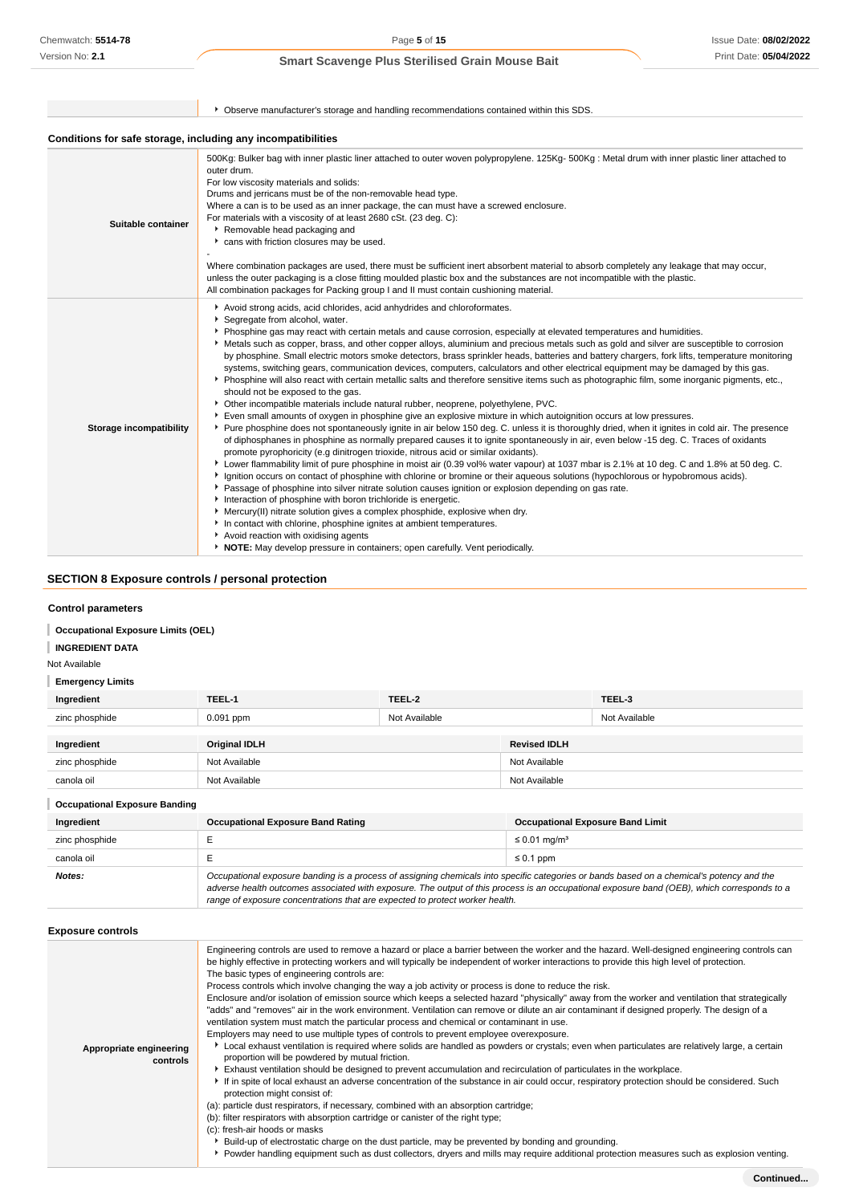| | |
|---|---|
| | - Observe manufacturer's storage and handling recommendations contained within this SDS. |

### Conditions for safe storage, including any incompatibilities

| | |
|---|---|
| **Suitable container** | 500Kg: Bulker bag with inner plastic liner attached to outer woven polypropylene. 125Kg- 500Kg : Metal drum with inner plastic liner attached to outer drum.<br>For low viscosity materials and solids:<br>Drums and jerricans must be of the non-removable head type.<br>Where a can is to be used as an inner package, the can must have a screwed enclosure.<br>For materials with a viscosity of at least 2680 cSt. (23 deg. C):<br>- Removable head packaging and<br>- cans with friction closures may be used.<br>-<br>Where combination packages are used, there must be sufficient inert absorbent material to absorb completely any leakage that may occur, unless the outer packaging is a close fitting moulded plastic box and the substances are not incompatible with the plastic.<br>All combination packages for Packing group I and II must contain cushioning material. |
| **Storage incompatibility** | - Avoid strong acids, acid chlorides, acid anhydrides and chloroformates.<br>- Segregate from alcohol, water.<br>- Phosphine gas may react with certain metals and cause corrosion, especially at elevated temperatures and humidities.<br>- Metals such as copper, brass, and other copper alloys, aluminium and precious metals such as gold and silver are susceptible to corrosion by phosphine. Small electric motors smoke detectors, brass sprinkler heads, batteries and battery chargers, fork lifts, temperature monitoring systems, switching gears, communication devices, computers, calculators and other electrical equipment may be damaged by this gas.<br>- Phosphine will also react with certain metallic salts and therefore sensitive items such as photographic film, some inorganic pigments, etc., should not be exposed to the gas.<br>- Other incompatible materials include natural rubber, neoprene, polyethylene, PVC.<br>- Even small amounts of oxygen in phosphine give an explosive mixture in which autoignition occurs at low pressures.<br>- Pure phosphine does not spontaneously ignite in air below 150 deg. C. unless it is thoroughly dried, when it ignites in cold air. The presence of diphosphanes in phosphine as normally prepared causes it to ignite spontaneously in air, even below -15 deg. C. Traces of oxidants promote pyrophoricity (e.g dinitrogen trioxide, nitrous acid or similar oxidants).<br>- Lower flammability limit of pure phosphine in moist air (0.39 vol% water vapour) at 1037 mbar is 2.1% at 10 deg. C and 1.8% at 50 deg. C.<br>- Ignition occurs on contact of phosphine with chlorine or bromine or their aqueous solutions (hypochlorous or hypobromous acids).<br>- Passage of phosphine into silver nitrate solution causes ignition or explosion depending on gas rate.<br>- Interaction of phosphine with boron trichloride is energetic.<br>- Mercury(II) nitrate solution gives a complex phosphide, explosive when dry.<br>- In contact with chlorine, phosphine ignites at ambient temperatures.<br>- Avoid reaction with oxidising agents<br>- **NOTE:** May develop pressure in containers; open carefully. Vent periodically. |

## SECTION 8 Exposure controls / personal protection

### Control parameters

**Occupational Exposure Limits (OEL)**

**INGREDIENT DATA**

Not Available

**Emergency Limits**

| Ingredient | TEEL-1 | TEEL-2 | TEEL-3 |
|---|---|---|---|
| zinc phosphide | 0.091 ppm | Not Available | Not Available |

| Ingredient | Original IDLH | Revised IDLH |
|---|---|---|
| zinc phosphide | Not Available | Not Available |
| canola oil | Not Available | Not Available |

**Occupational Exposure Banding**

| Ingredient | Occupational Exposure Band Rating | Occupational Exposure Band Limit |
|---|---|---|
| zinc phosphide | E | ≤ 0.01 mg/m³ |
| canola oil | E | ≤ 0.1 ppm |
| ***Notes:*** | *Occupational exposure banding is a process of assigning chemicals into specific categories or bands based on a chemical's potency and the adverse health outcomes associated with exposure. The output of this process is an occupational exposure band (OEB), which corresponds to a range of exposure concentrations that are expected to protect worker health.* | |

### Exposure controls

| | |
|---|---|
| **Appropriate engineering controls** | Engineering controls are used to remove a hazard or place a barrier between the worker and the hazard. Well-designed engineering controls can be highly effective in protecting workers and will typically be independent of worker interactions to provide this high level of protection.<br>The basic types of engineering controls are:<br>Process controls which involve changing the way a job activity or process is done to reduce the risk.<br>Enclosure and/or isolation of emission source which keeps a selected hazard "physically" away from the worker and ventilation that strategically "adds" and "removes" air in the work environment. Ventilation can remove or dilute an air contaminant if designed properly. The design of a ventilation system must match the particular process and chemical or contaminant in use.<br>Employers may need to use multiple types of controls to prevent employee overexposure.<br>- Local exhaust ventilation is required where solids are handled as powders or crystals; even when particulates are relatively large, a certain proportion will be powdered by mutual friction.<br>- Exhaust ventilation should be designed to prevent accumulation and recirculation of particulates in the workplace.<br>- If in spite of local exhaust an adverse concentration of the substance in air could occur, respiratory protection should be considered. Such protection might consist of:<br>(a): particle dust respirators, if necessary, combined with an absorption cartridge;<br>(b): filter respirators with absorption cartridge or canister of the right type;<br>(c): fresh-air hoods or masks<br>- Build-up of electrostatic charge on the dust particle, may be prevented by bonding and grounding.<br>- Powder handling equipment such as dust collectors, dryers and mills may require additional protection measures such as explosion venting. |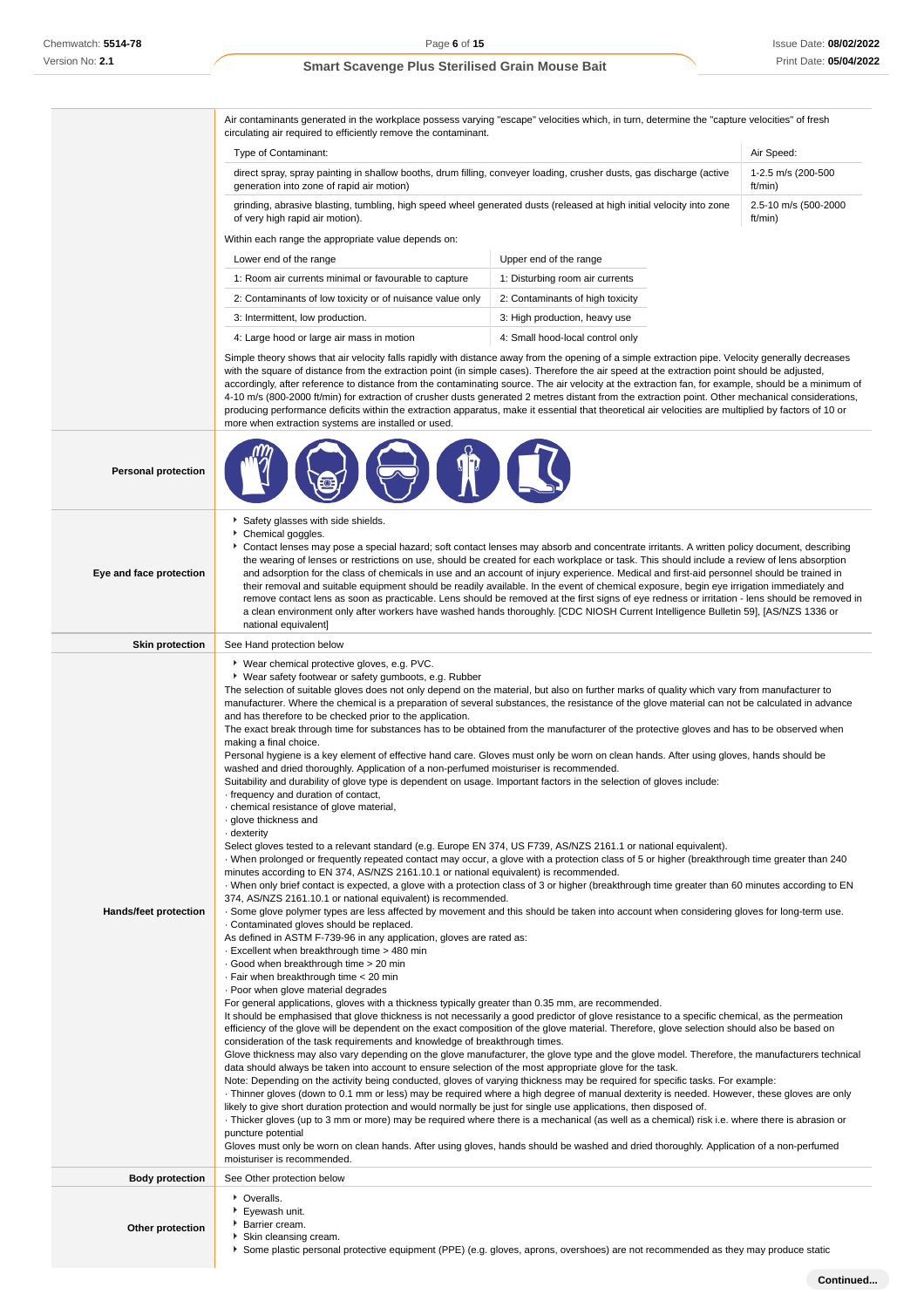Air contaminants generated in the workplace possess varying "escape" velocities which, in turn, determine the "capture velocities" of fresh circulating air required to efficiently remove the contaminant.

| Type of Contaminant: | Air Speed: |
|---|---|
| direct spray, spray painting in shallow booths, drum filling, conveyer loading, crusher dusts, gas discharge (active generation into zone of rapid air motion) | 1-2.5 m/s (200-500 ft/min) |
| grinding, abrasive blasting, tumbling, high speed wheel generated dusts (released at high initial velocity into zone of very high rapid air motion). | 2.5-10 m/s (500-2000 ft/min) |

Within each range the appropriate value depends on:

| Lower end of the range | Upper end of the range |
|---|---|
| 1: Room air currents minimal or favourable to capture | 1: Disturbing room air currents |
| 2: Contaminants of low toxicity or of nuisance value only | 2: Contaminants of high toxicity |
| 3: Intermittent, low production. | 3: High production, heavy use |
| 4: Large hood or large air mass in motion | 4: Small hood-local control only |

Simple theory shows that air velocity falls rapidly with distance away from the opening of a simple extraction pipe. Velocity generally decreases with the square of distance from the extraction point (in simple cases). Therefore the air speed at the extraction point should be adjusted, accordingly, after reference to distance from the contaminating source. The air velocity at the extraction fan, for example, should be a minimum of 4-10 m/s (800-2000 ft/min) for extraction of crusher dusts generated 2 metres distant from the extraction point. Other mechanical considerations, producing performance deficits within the extraction apparatus, make it essential that theoretical air velocities are multiplied by factors of 10 or more when extraction systems are installed or used.

**Personal protection**

**Eye and face protection**

- Safety glasses with side shields.
- Chemical goggles.
- Contact lenses may pose a special hazard; soft contact lenses may absorb and concentrate irritants. A written policy document, describing the wearing of lenses or restrictions on use, should be created for each workplace or task. This should include a review of lens absorption and adsorption for the class of chemicals in use and an account of injury experience. Medical and first-aid personnel should be trained in their removal and suitable equipment should be readily available. In the event of chemical exposure, begin eye irrigation immediately and remove contact lens as soon as practicable. Lens should be removed at the first signs of eye redness or irritation - lens should be removed in a clean environment only after workers have washed hands thoroughly. [CDC NIOSH Current Intelligence Bulletin 59], [AS/NZS 1336 or national equivalent]

**Skin protection**

See Hand protection below

**Hands/feet protection**

- Wear chemical protective gloves, e.g. PVC.
- Wear safety footwear or safety gumboots, e.g. Rubber

The selection of suitable gloves does not only depend on the material, but also on further marks of quality which vary from manufacturer to manufacturer. Where the chemical is a preparation of several substances, the resistance of the glove material can not be calculated in advance and has therefore to be checked prior to the application.

The exact break through time for substances has to be obtained from the manufacturer of the protective gloves and has to be observed when making a final choice.

Personal hygiene is a key element of effective hand care. Gloves must only be worn on clean hands. After using gloves, hands should be washed and dried thoroughly. Application of a non-perfumed moisturiser is recommended.

Suitability and durability of glove type is dependent on usage. Important factors in the selection of gloves include:

· frequency and duration of contact,
· chemical resistance of glove material,
· glove thickness and
· dexterity

Select gloves tested to a relevant standard (e.g. Europe EN 374, US F739, AS/NZS 2161.1 or national equivalent).

· When prolonged or frequently repeated contact may occur, a glove with a protection class of 5 or higher (breakthrough time greater than 240 minutes according to EN 374, AS/NZS 2161.10.1 or national equivalent) is recommended.
· When only brief contact is expected, a glove with a protection class of 3 or higher (breakthrough time greater than 60 minutes according to EN 374, AS/NZS 2161.10.1 or national equivalent) is recommended.
· Some glove polymer types are less affected by movement and this should be taken into account when considering gloves for long-term use.
· Contaminated gloves should be replaced.

As defined in ASTM F-739-96 in any application, gloves are rated as:

· Excellent when breakthrough time > 480 min
· Good when breakthrough time > 20 min
· Fair when breakthrough time < 20 min
· Poor when glove material degrades

For general applications, gloves with a thickness typically greater than 0.35 mm, are recommended.

It should be emphasised that glove thickness is not necessarily a good predictor of glove resistance to a specific chemical, as the permeation efficiency of the glove will be dependent on the exact composition of the glove material. Therefore, glove selection should also be based on consideration of the task requirements and knowledge of breakthrough times.

Glove thickness may also vary depending on the glove manufacturer, the glove type and the glove model. Therefore, the manufacturers technical data should always be taken into account to ensure selection of the most appropriate glove for the task.

Note: Depending on the activity being conducted, gloves of varying thickness may be required for specific tasks. For example:

· Thinner gloves (down to 0.1 mm or less) may be required where a high degree of manual dexterity is needed. However, these gloves are only likely to give short duration protection and would normally be just for single use applications, then disposed of.
· Thicker gloves (up to 3 mm or more) may be required where there is a mechanical (as well as a chemical) risk i.e. where there is abrasion or puncture potential

Gloves must only be worn on clean hands. After using gloves, hands should be washed and dried thoroughly. Application of a non-perfumed moisturiser is recommended.

**Body protection**

See Other protection below

**Other protection**

- Overalls.
- Eyewash unit.
- Barrier cream.
- Skin cleansing cream.
- Some plastic personal protective equipment (PPE) (e.g. gloves, aprons, overshoes) are not recommended as they may produce static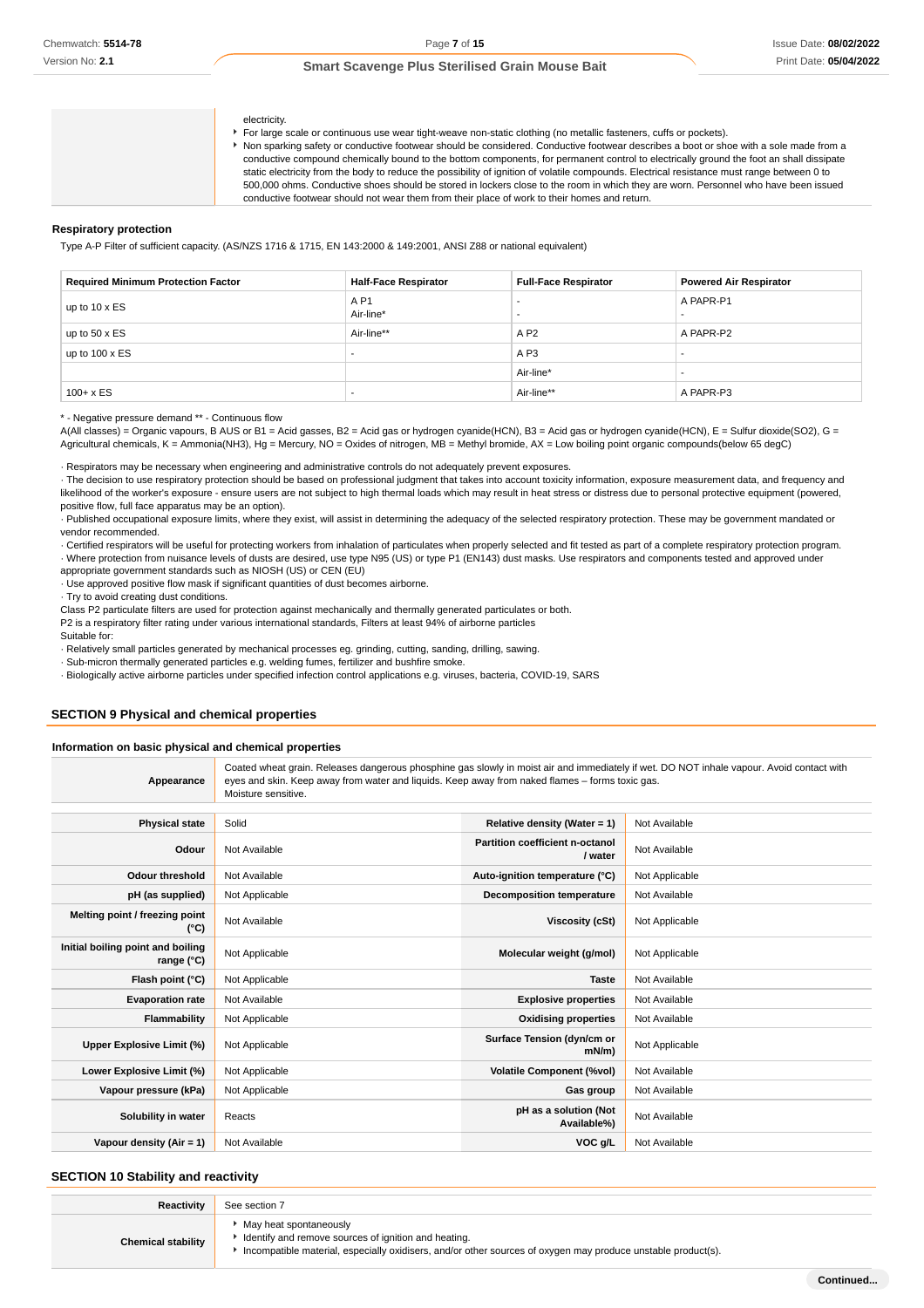| | |
|---|---|
| | electricity.<br>▶ For large scale or continuous use wear tight-weave non-static clothing (no metallic fasteners, cuffs or pockets).<br>▶ Non sparking safety or conductive footwear should be considered. Conductive footwear describes a boot or shoe with a sole made from a conductive compound chemically bound to the bottom components, for permanent control to electrically ground the foot an shall dissipate static electricity from the body to reduce the possibility of ignition of volatile compounds. Electrical resistance must range between 0 to 500,000 ohms. Conductive shoes should be stored in lockers close to the room in which they are worn. Personnel who have been issued conductive footwear should not wear them from their place of work to their homes and return. |

### Respiratory protection

Type A-P Filter of sufficient capacity. (AS/NZS 1716 & 1715, EN 143:2000 & 149:2001, ANSI Z88 or national equivalent)

| Required Minimum Protection Factor | Half-Face Respirator | Full-Face Respirator | Powered Air Respirator |
|---|---|---|---|
| up to 10 x ES | A P1<br>Air-line* | -<br>- | A PAPR-P1<br>- |
| up to 50 x ES | Air-line** | A P2 | A PAPR-P2 |
| up to 100 x ES | - | A P3 | - |
| | | Air-line* | - |
| 100+ x ES | - | Air-line** | A PAPR-P3 |

\* - Negative pressure demand ** - Continuous flow
A(All classes) = Organic vapours, B AUS or B1 = Acid gasses, B2 = Acid gas or hydrogen cyanide(HCN), B3 = Acid gas or hydrogen cyanide(HCN), E = Sulfur dioxide(SO2), G = Agricultural chemicals, K = Ammonia(NH3), Hg = Mercury, NO = Oxides of nitrogen, MB = Methyl bromide, AX = Low boiling point organic compounds(below 65 degC)

· Respirators may be necessary when engineering and administrative controls do not adequately prevent exposures.
· The decision to use respiratory protection should be based on professional judgment that takes into account toxicity information, exposure measurement data, and frequency and likelihood of the worker's exposure - ensure users are not subject to high thermal loads which may result in heat stress or distress due to personal protective equipment (powered, positive flow, full face apparatus may be an option).
· Published occupational exposure limits, where they exist, will assist in determining the adequacy of the selected respiratory protection. These may be government mandated or vendor recommended.
· Certified respirators will be useful for protecting workers from inhalation of particulates when properly selected and fit tested as part of a complete respiratory protection program.
· Where protection from nuisance levels of dusts are desired, use type N95 (US) or type P1 (EN143) dust masks. Use respirators and components tested and approved under appropriate government standards such as NIOSH (US) or CEN (EU)
· Use approved positive flow mask if significant quantities of dust becomes airborne.
· Try to avoid creating dust conditions.
Class P2 particulate filters are used for protection against mechanically and thermally generated particulates or both.
P2 is a respiratory filter rating under various international standards, Filters at least 94% of airborne particles
Suitable for:
· Relatively small particles generated by mechanical processes eg. grinding, cutting, sanding, drilling, sawing.
· Sub-micron thermally generated particles e.g. welding fumes, fertilizer and bushfire smoke.
· Biologically active airborne particles under specified infection control applications e.g. viruses, bacteria, COVID-19, SARS

## SECTION 9 Physical and chemical properties

### Information on basic physical and chemical properties

| | |
|---|---|
| **Appearance** | Coated wheat grain. Releases dangerous phosphine gas slowly in moist air and immediately if wet. DO NOT inhale vapour. Avoid contact with eyes and skin. Keep away from water and liquids. Keep away from naked flames – forms toxic gas.<br>Moisture sensitive. |

| | | | |
|---|---|---|---|
| **Physical state** | Solid | **Relative density (Water = 1)** | Not Available |
| **Odour** | Not Available | **Partition coefficient n-octanol / water** | Not Available |
| **Odour threshold** | Not Available | **Auto-ignition temperature (°C)** | Not Applicable |
| **pH (as supplied)** | Not Applicable | **Decomposition temperature** | Not Available |
| **Melting point / freezing point (°C)** | Not Available | **Viscosity (cSt)** | Not Applicable |
| **Initial boiling point and boiling range (°C)** | Not Applicable | **Molecular weight (g/mol)** | Not Applicable |
| **Flash point (°C)** | Not Applicable | **Taste** | Not Available |
| **Evaporation rate** | Not Available | **Explosive properties** | Not Available |
| **Flammability** | Not Applicable | **Oxidising properties** | Not Available |
| **Upper Explosive Limit (%)** | Not Applicable | **Surface Tension (dyn/cm or mN/m)** | Not Applicable |
| **Lower Explosive Limit (%)** | Not Applicable | **Volatile Component (%vol)** | Not Available |
| **Vapour pressure (kPa)** | Not Applicable | **Gas group** | Not Available |
| **Solubility in water** | Reacts | **pH as a solution (Not Available%)** | Not Available |
| **Vapour density (Air = 1)** | Not Available | **VOC g/L** | Not Available |

## SECTION 10 Stability and reactivity

| | |
|---|---|
| **Reactivity** | See section 7 |
| **Chemical stability** | ▶ May heat spontaneously<br>▶ Identify and remove sources of ignition and heating.<br>▶ Incompatible material, especially oxidisers, and/or other sources of oxygen may produce unstable product(s). |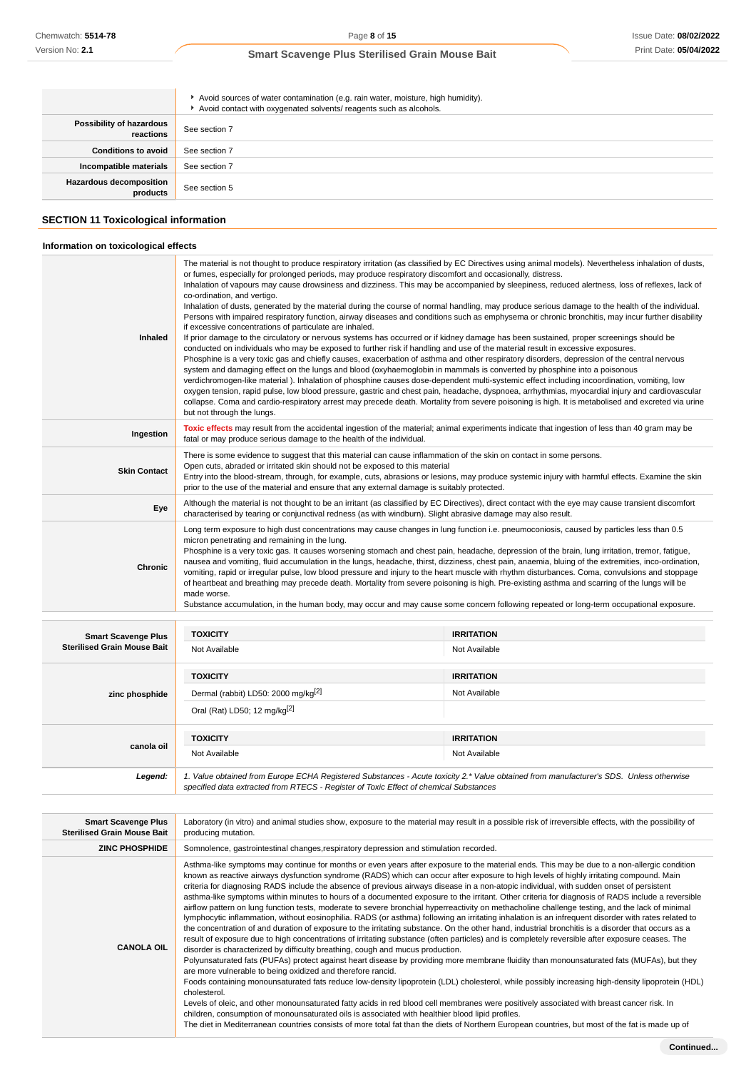| | |
|---|---|
| | ▸ Avoid sources of water contamination (e.g. rain water, moisture, high humidity).<br>▸ Avoid contact with oxygenated solvents/ reagents such as alcohols. |
| **Possibility of hazardous reactions** | See section 7 |
| **Conditions to avoid** | See section 7 |
| **Incompatible materials** | See section 7 |
| **Hazardous decomposition products** | See section 5 |

## SECTION 11 Toxicological information

### Information on toxicological effects

| | |
|---|---|
| **Inhaled** | The material is not thought to produce respiratory irritation (as classified by EC Directives using animal models). Nevertheless inhalation of dusts, or fumes, especially for prolonged periods, may produce respiratory discomfort and occasionally, distress.<br>Inhalation of vapours may cause drowsiness and dizziness. This may be accompanied by sleepiness, reduced alertness, loss of reflexes, lack of co-ordination, and vertigo.<br>Inhalation of dusts, generated by the material during the course of normal handling, may produce serious damage to the health of the individual.<br>Persons with impaired respiratory function, airway diseases and conditions such as emphysema or chronic bronchitis, may incur further disability if excessive concentrations of particulate are inhaled.<br>If prior damage to the circulatory or nervous systems has occurred or if kidney damage has been sustained, proper screenings should be conducted on individuals who may be exposed to further risk if handling and use of the material result in excessive exposures.<br>Phosphine is a very toxic gas and chiefly causes, exacerbation of asthma and other respiratory disorders, depression of the central nervous system and damaging effect on the lungs and blood (oxyhaemoglobin in mammals is converted by phosphine into a poisonous verdichromogen-like material ). Inhalation of phosphine causes dose-dependent multi-systemic effect including incoordination, vomiting, low oxygen tension, rapid pulse, low blood pressure, gastric and chest pain, headache, dyspnoea, arrhythmias, myocardial injury and cardiovascular collapse. Coma and cardio-respiratory arrest may precede death. Mortality from severe poisoning is high. It is metabolised and excreted via urine but not through the lungs. |
| **Ingestion** | Toxic effects may result from the accidental ingestion of the material; animal experiments indicate that ingestion of less than 40 gram may be fatal or may produce serious damage to the health of the individual. |
| **Skin Contact** | There is some evidence to suggest that this material can cause inflammation of the skin on contact in some persons.<br>Open cuts, abraded or irritated skin should not be exposed to this material<br>Entry into the blood-stream, through, for example, cuts, abrasions or lesions, may produce systemic injury with harmful effects. Examine the skin prior to the use of the material and ensure that any external damage is suitably protected. |
| **Eye** | Although the material is not thought to be an irritant (as classified by EC Directives), direct contact with the eye may cause transient discomfort characterised by tearing or conjunctival redness (as with windburn). Slight abrasive damage may also result. |
| **Chronic** | Long term exposure to high dust concentrations may cause changes in lung function i.e. pneumoconiosis, caused by particles less than 0.5 micron penetrating and remaining in the lung.<br>Phosphine is a very toxic gas. It causes worsening stomach and chest pain, headache, depression of the brain, lung irritation, tremor, fatigue, nausea and vomiting, fluid accumulation in the lungs, headache, thirst, dizziness, chest pain, anaemia, bluing of the extremities, inco-ordination, vomiting, rapid or irregular pulse, low blood pressure and injury to the heart muscle with rhythm disturbances. Coma, convulsions and stoppage of heartbeat and breathing may precede death. Mortality from severe poisoning is high. Pre-existing asthma and scarring of the lungs will be made worse.<br>Substance accumulation, in the human body, may occur and may cause some concern following repeated or long-term occupational exposure. |

| | TOXICITY | IRRITATION |
|---|---|---|
| **Smart Scavenge Plus Sterilised Grain Mouse Bait** | Not Available | Not Available |
| | **TOXICITY** | **IRRITATION** |
| **zinc phosphide** | Dermal (rabbit) LD50: 2000 mg/kg[2] | Not Available |
| | Oral (Rat) LD50; 12 mg/kg[2] | |
| | **TOXICITY** | **IRRITATION** |
| **canola oil** | Not Available | Not Available |
| ***Legend:*** | *1. Value obtained from Europe ECHA Registered Substances - Acute toxicity 2.* Value obtained from manufacturer's SDS. Unless otherwise specified data extracted from RTECS - Register of Toxic Effect of chemical Substances* | |

| | |
|---|---|
| **Smart Scavenge Plus Sterilised Grain Mouse Bait** | Laboratory (in vitro) and animal studies show, exposure to the material may result in a possible risk of irreversible effects, with the possibility of producing mutation. |
| **ZINC PHOSPHIDE** | Somnolence, gastrointestinal changes,respiratory depression and stimulation recorded. |
| **CANOLA OIL** | Asthma-like symptoms may continue for months or even years after exposure to the material ends. This may be due to a non-allergic condition known as reactive airways dysfunction syndrome (RADS) which can occur after exposure to high levels of highly irritating compound. Main criteria for diagnosing RADS include the absence of previous airways disease in a non-atopic individual, with sudden onset of persistent asthma-like symptoms within minutes to hours of a documented exposure to the irritant. Other criteria for diagnosis of RADS include a reversible airflow pattern on lung function tests, moderate to severe bronchial hyperreactivity on methacholine challenge testing, and the lack of minimal lymphocytic inflammation, without eosinophilia. RADS (or asthma) following an irritating inhalation is an infrequent disorder with rates related to the concentration of and duration of exposure to the irritating substance. On the other hand, industrial bronchitis is a disorder that occurs as a result of exposure due to high concentrations of irritating substance (often particles) and is completely reversible after exposure ceases. The disorder is characterized by difficulty breathing, cough and mucus production.<br>Polyunsaturated fats (PUFAs) protect against heart disease by providing more membrane fluidity than monounsaturated fats (MUFAs), but they are more vulnerable to being oxidized and therefore rancid.<br>Foods containing monounsaturated fats reduce low-density lipoprotein (LDL) cholesterol, while possibly increasing high-density lipoprotein (HDL) cholesterol.<br>Levels of oleic, and other monounsaturated fatty acids in red blood cell membranes were positively associated with breast cancer risk. In children, consumption of monounsaturated oils is associated with healthier blood lipid profiles.<br>The diet in Mediterranean countries consists of more total fat than the diets of Northern European countries, but most of the fat is made up of |

**Continued...**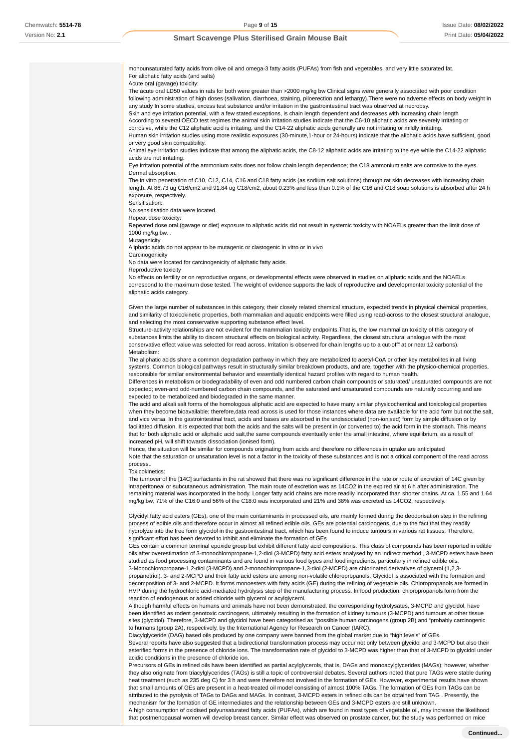monounsaturated fatty acids from olive oil and omega-3 fatty acids (PUFAs) from fish and vegetables, and very little saturated fat.
For aliphatic fatty acids (and salts)
Acute oral (gavage) toxicity:
The acute oral LD50 values in rats for both were greater than >2000 mg/kg bw Clinical signs were generally associated with poor condition following administration of high doses (salivation, diarrhoea, staining, piloerection and lethargy).There were no adverse effects on body weight in any study In some studies, excess test substance and/or irritation in the gastrointestinal tract was observed at necropsy.
Skin and eye irritation potential, with a few stated exceptions, is chain length dependent and decreases with increasing chain length
According to several OECD test regimes the animal skin irritation studies indicate that the C6-10 aliphatic acids are severely irritating or corrosive, while the C12 aliphatic acid is irritating, and the C14-22 aliphatic acids generally are not irritating or mildly irritating.
Human skin irritation studies using more realistic exposures (30-minute,1-hour or 24-hours) indicate that the aliphatic acids have sufficient, good or very good skin compatibility.
Animal eye irritation studies indicate that among the aliphatic acids, the C8-12 aliphatic acids are irritating to the eye while the C14-22 aliphatic acids are not irritating.
Eye irritation potential of the ammonium salts does not follow chain length dependence; the C18 ammonium salts are corrosive to the eyes.
Dermal absorption:
The in vitro penetration of C10, C12, C14, C16 and C18 fatty acids (as sodium salt solutions) through rat skin decreases with increasing chain length. At 86.73 ug C16/cm2 and 91.84 ug C18/cm2, about 0.23% and less than 0.1% of the C16 and C18 soap solutions is absorbed after 24 h exposure, respectively.
Sensitisation:
No sensitisation data were located.
Repeat dose toxicity:
Repeated dose oral (gavage or diet) exposure to aliphatic acids did not result in systemic toxicity with NOAELs greater than the limit dose of 1000 mg/kg bw. .
Mutagenicity
Aliphatic acids do not appear to be mutagenic or clastogenic in vitro or in vivo
Carcinogenicity
No data were located for carcinogenicity of aliphatic fatty acids.
Reproductive toxicity
No effects on fertility or on reproductive organs, or developmental effects were observed in studies on aliphatic acids and the NOAELs correspond to the maximum dose tested. The weight of evidence supports the lack of reproductive and developmental toxicity potential of the aliphatic acids category.

Given the large number of substances in this category, their closely related chemical structure, expected trends in physical chemical properties, and similarity of toxicokinetic properties, both mammalian and aquatic endpoints were filled using read-across to the closest structural analogue, and selecting the most conservative supporting substance effect level.
Structure-activity relationships are not evident for the mammalian toxicity endpoints.That is, the low mammalian toxicity of this category of substances limits the ability to discern structural effects on biological activity. Regardless, the closest structural analogue with the most conservative effect value was selected for read across. Irritation is observed for chain lengths up to a cut-off" at or near 12 carbons).
Metabolism:
The aliphatic acids share a common degradation pathway in which they are metabolized to acetyl-CoA or other key metabolites in all living systems. Common biological pathways result in structurally similar breakdown products, and are, together with the physico-chemical properties, responsible for similar environmental behavior and essentially identical hazard profiles with regard to human health.
Differences in metabolism or biodegradability of even and odd numbered carbon chain compounds or saturated/ unsaturated compounds are not expected; even-and odd-numbered carbon chain compounds, and the saturated and unsaturated compounds are naturally occurring and are expected to be metabolized and biodegraded in the same manner.
The acid and alkali salt forms of the homologous aliphatic acid are expected to have many similar physicochemical and toxicological properties when they become bioavailable; therefore,data read across is used for those instances where data are available for the acid form but not the salt, and vice versa. In the gastrointestinal tract, acids and bases are absorbed in the undissociated (non-ionised) form by simple diffusion or by facilitated diffusion. It is expected that both the acids and the salts will be present in (or converted to) the acid form in the stomach. This means that for both aliphatic acid or aliphatic acid salt,the same compounds eventually enter the small intestine, where equilibrium, as a result of increased pH, will shift towards dissociation (ionised form).
Hence, the situation will be similar for compounds originating from acids and therefore no differences in uptake are anticipated
Note that the saturation or unsaturation level is not a factor in the toxicity of these substances and is not a critical component of the read across process..
Toxicokinetics:
The turnover of the [14C] surfactants in the rat showed that there was no significant difference in the rate or route of excretion of 14C given by intraperitoneal or subcutaneous administration. The main route of excretion was as 14CO2 in the expired air at 6 h after administration. The remaining material was incorporated in the body. Longer fatty acid chains are more readily incorporated than shorter chains. At ca. 1.55 and 1.64 mg/kg bw, 71% of the C16:0 and 56% of the C18:0 was incorporated and 21% and 38% was excreted as 14CO2, respectively.

Glycidyl fatty acid esters (GEs), one of the main contaminants in processed oils, are mainly formed during the deodorisation step in the refining process of edible oils and therefore occur in almost all refined edible oils. GEs are potential carcinogens, due to the fact that they readily hydrolyze into the free form glycidol in the gastrointestinal tract, which has been found to induce tumours in various rat tissues. Therefore, significant effort has been devoted to inhibit and eliminate the formation of GEs
GEs contain a common terminal epoxide group but exhibit different fatty acid compositions. This class of compounds has been reported in edible oils after overestimation of 3-monochloropropane-1,2-diol (3-MCPD) fatty acid esters analysed by an indirect method , 3-MCPD esters have been studied as food processing contaminants and are found in various food types and food ingredients, particularly in refined edible oils.
3-Monochloropropane-1,2-diol (3-MCPD) and 2-monochloropropane-1,3-diol (2-MCPD) are chlorinated derivatives of glycerol (1,2,3-propanetriol). 3- and 2-MCPD and their fatty acid esters are among non-volatile chloropropanols, Glycidol is associated with the formation and decomposition of 3- and 2-MCPD. It forms monoesters with fatty acids (GE) during the refining of vegetable oils. Chloropropanols are formed in HVP during the hydrochloric acid-mediated hydrolysis step of the manufacturing process. In food production, chloropropanols form from the reaction of endogenous or added chloride with glycerol or acylglycerol.
Although harmful effects on humans and animals have not been demonstrated, the corresponding hydrolysates, 3-MCPD and glycidol, have been identified as rodent genotoxic carcinogens, ultimately resulting in the formation of kidney tumours (3-MCPD) and tumours at other tissue sites (glycidol). Therefore, 3-MCPD and glycidol have been categorised as "possible human carcinogens (group 2B) and "probably carcinogenic to humans (group 2A), respectively, by the International Agency for Research on Cancer (IARC).
Diacylglyceride (DAG) based oils produced by one company were banned from the global market due to "high levels" of GEs.
Several reports have also suggested that a bidirectional transformation process may occur not only between glycidol and 3-MCPD but also their esterified forms in the presence of chloride ions. The transformation rate of glycidol to 3-MCPD was higher than that of 3-MCPD to glycidol under acidic conditions in the presence of chloride ion.
Precursors of GEs in refined oils have been identified as partial acylglycerols, that is, DAGs and monoacylglycerides (MAGs); however, whether they also originate from triacylglycerides (TAGs) is still a topic of controversial debates. Several authors noted that pure TAGs were stable during heat treatment (such as 235 deg C) for 3 h and were therefore not involved in the formation of GEs. However, experimental results have shown that small amounts of GEs are present in a heat-treated oil model consisting of almost 100% TAGs. The formation of GEs from TAGs can be attributed to the pyrolysis of TAGs to DAGs and MAGs. In contrast, 3-MCPD esters in refined oils can be obtained from TAG . Presently, the mechanism for the formation of GE intermediates and the relationship between GEs and 3-MCPD esters are still unknown.
A high consumption of oxidised polyunsaturated fatty acids (PUFAs), which are found in most types of vegetable oil, may increase the likelihood that postmenopausal women will develop breast cancer. Similar effect was observed on prostate cancer, but the study was performed on mice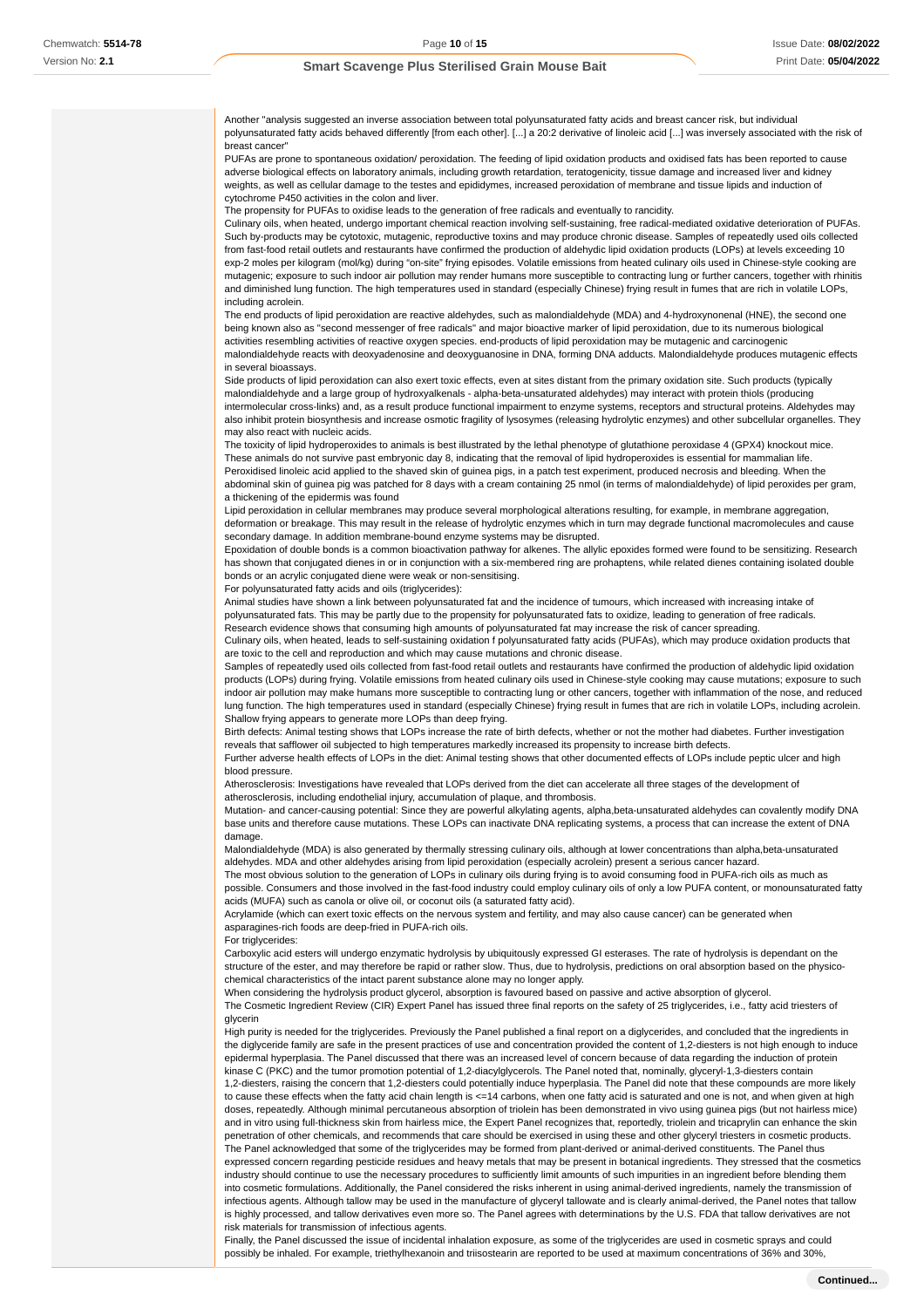Another "analysis suggested an inverse association between total polyunsaturated fatty acids and breast cancer risk, but individual polyunsaturated fatty acids behaved differently [from each other]. [...] a 20:2 derivative of linoleic acid [...] was inversely associated with the risk of breast cancer"

PUFAs are prone to spontaneous oxidation/ peroxidation. The feeding of lipid oxidation products and oxidised fats has been reported to cause adverse biological effects on laboratory animals, including growth retardation, teratogenicity, tissue damage and increased liver and kidney weights, as well as cellular damage to the testes and epididymes, increased peroxidation of membrane and tissue lipids and induction of cytochrome P450 activities in the colon and liver.

The propensity for PUFAs to oxidise leads to the generation of free radicals and eventually to rancidity.

Culinary oils, when heated, undergo important chemical reaction involving self-sustaining, free radical-mediated oxidative deterioration of PUFAs. Such by-products may be cytotoxic, mutagenic, reproductive toxins and may produce chronic disease. Samples of repeatedly used oils collected from fast-food retail outlets and restaurants have confirmed the production of aldehydic lipid oxidation products (LOPs) at levels exceeding 10 exp-2 moles per kilogram (mol/kg) during "on-site" frying episodes. Volatile emissions from heated culinary oils used in Chinese-style cooking are mutagenic; exposure to such indoor air pollution may render humans more susceptible to contracting lung or further cancers, together with rhinitis and diminished lung function. The high temperatures used in standard (especially Chinese) frying result in fumes that are rich in volatile LOPs, including acrolein.

The end products of lipid peroxidation are reactive aldehydes, such as malondialdehyde (MDA) and 4-hydroxynonenal (HNE), the second one being known also as "second messenger of free radicals" and major bioactive marker of lipid peroxidation, due to its numerous biological activities resembling activities of reactive oxygen species. end-products of lipid peroxidation may be mutagenic and carcinogenic malondialdehyde reacts with deoxyadenosine and deoxyguanosine in DNA, forming DNA adducts. Malondialdehyde produces mutagenic effects in several bioassays.

Side products of lipid peroxidation can also exert toxic effects, even at sites distant from the primary oxidation site. Such products (typically malondialdehyde and a large group of hydroxyalkenals - alpha-beta-unsaturated aldehydes) may interact with protein thiols (producing intermolecular cross-links) and, as a result produce functional impairment to enzyme systems, receptors and structural proteins. Aldehydes may also inhibit protein biosynthesis and increase osmotic fragility of lysosomes (releasing hydrolytic enzymes) and other subcellular organelles. They may also react with nucleic acids.

The toxicity of lipid hydroperoxides to animals is best illustrated by the lethal phenotype of glutathione peroxidase 4 (GPX4) knockout mice. These animals do not survive past embryonic day 8, indicating that the removal of lipid hydroperoxides is essential for mammalian life.

Peroxidised linoleic acid applied to the shaved skin of guinea pigs, in a patch test experiment, produced necrosis and bleeding. When the abdominal skin of guinea pig was patched for 8 days with a cream containing 25 nmol (in terms of malondialdehyde) of lipid peroxides per gram, a thickening of the epidermis was found

Lipid peroxidation in cellular membranes may produce several morphological alterations resulting, for example, in membrane aggregation, deformation or breakage. This may result in the release of hydrolytic enzymes which in turn may degrade functional macromolecules and cause secondary damage. In addition membrane-bound enzyme systems may be disrupted.

Epoxidation of double bonds is a common bioactivation pathway for alkenes. The allylic epoxides formed were found to be sensitizing. Research has shown that conjugated dienes in or in conjunction with a six-membered ring are prohaptens, while related dienes containing isolated double bonds or an acrylic conjugated diene were weak or non-sensitising.

For polyunsaturated fatty acids and oils (triglycerides):

Animal studies have shown a link between polyunsaturated fat and the incidence of tumours, which increased with increasing intake of polyunsaturated fats. This may be partly due to the propensity for polyunsaturated fats to oxidize, leading to generation of free radicals.

Research evidence shows that consuming high amounts of polyunsaturated fat may increase the risk of cancer spreading.

Culinary oils, when heated, leads to self-sustaining oxidation f polyunsaturated fatty acids (PUFAs), which may produce oxidation products that are toxic to the cell and reproduction and which may cause mutations and chronic disease.

Samples of repeatedly used oils collected from fast-food retail outlets and restaurants have confirmed the production of aldehydic lipid oxidation products (LOPs) during frying. Volatile emissions from heated culinary oils used in Chinese-style cooking may cause mutations; exposure to such indoor air pollution may make humans more susceptible to contracting lung or other cancers, together with inflammation of the nose, and reduced lung function. The high temperatures used in standard (especially Chinese) frying result in fumes that are rich in volatile LOPs, including acrolein. Shallow frying appears to generate more LOPs than deep frying.

Birth defects: Animal testing shows that LOPs increase the rate of birth defects, whether or not the mother had diabetes. Further investigation reveals that safflower oil subjected to high temperatures markedly increased its propensity to increase birth defects.

Further adverse health effects of LOPs in the diet: Animal testing shows that other documented effects of LOPs include peptic ulcer and high blood pressure.

Atherosclerosis: Investigations have revealed that LOPs derived from the diet can accelerate all three stages of the development of atherosclerosis, including endothelial injury, accumulation of plaque, and thrombosis.

Mutation- and cancer-causing potential: Since they are powerful alkylating agents, alpha,beta-unsaturated aldehydes can covalently modify DNA base units and therefore cause mutations. These LOPs can inactivate DNA replicating systems, a process that can increase the extent of DNA damage.

Malondialdehyde (MDA) is also generated by thermally stressing culinary oils, although at lower concentrations than alpha,beta-unsaturated aldehydes. MDA and other aldehydes arising from lipid peroxidation (especially acrolein) present a serious cancer hazard.

The most obvious solution to the generation of LOPs in culinary oils during frying is to avoid consuming food in PUFA-rich oils as much as possible. Consumers and those involved in the fast-food industry could employ culinary oils of only a low PUFA content, or monounsaturated fatty acids (MUFA) such as canola or olive oil, or coconut oils (a saturated fatty acid).

Acrylamide (which can exert toxic effects on the nervous system and fertility, and may also cause cancer) can be generated when asparagines-rich foods are deep-fried in PUFA-rich oils.

For triglycerides:

Carboxylic acid esters will undergo enzymatic hydrolysis by ubiquitously expressed GI esterases. The rate of hydrolysis is dependant on the structure of the ester, and may therefore be rapid or rather slow. Thus, due to hydrolysis, predictions on oral absorption based on the physico-chemical characteristics of the intact parent substance alone may no longer apply.

When considering the hydrolysis product glycerol, absorption is favoured based on passive and active absorption of glycerol.

The Cosmetic Ingredient Review (CIR) Expert Panel has issued three final reports on the safety of 25 triglycerides, i.e., fatty acid triesters of glycerin

High purity is needed for the triglycerides. Previously the Panel published a final report on a diglycerides, and concluded that the ingredients in the diglyceride family are safe in the present practices of use and concentration provided the content of 1,2-diesters is not high enough to induce epidermal hyperplasia. The Panel discussed that there was an increased level of concern because of data regarding the induction of protein kinase C (PKC) and the tumor promotion potential of 1,2-diacylglycerols. The Panel noted that, nominally, glyceryl-1,3-diesters contain 1,2-diesters, raising the concern that 1,2-diesters could potentially induce hyperplasia. The Panel did note that these compounds are more likely to cause these effects when the fatty acid chain length is <=14 carbons, when one fatty acid is saturated and one is not, and when given at high doses, repeatedly. Although minimal percutaneous absorption of triolein has been demonstrated in vivo using guinea pigs (but not hairless mice) and in vitro using full-thickness skin from hairless mice, the Expert Panel recognizes that, reportedly, triolein and tricaprylin can enhance the skin penetration of other chemicals, and recommends that care should be exercised in using these and other glyceryl triesters in cosmetic products.

The Panel acknowledged that some of the triglycerides may be formed from plant-derived or animal-derived constituents. The Panel thus expressed concern regarding pesticide residues and heavy metals that may be present in botanical ingredients. They stressed that the cosmetics industry should continue to use the necessary procedures to sufficiently limit amounts of such impurities in an ingredient before blending them into cosmetic formulations. Additionally, the Panel considered the risks inherent in using animal-derived ingredients, namely the transmission of infectious agents. Although tallow may be used in the manufacture of glyceryl tallowate and is clearly animal-derived, the Panel notes that tallow is highly processed, and tallow derivatives even more so. The Panel agrees with determinations by the U.S. FDA that tallow derivatives are not risk materials for transmission of infectious agents.

Finally, the Panel discussed the issue of incidental inhalation exposure, as some of the triglycerides are used in cosmetic sprays and could possibly be inhaled. For example, triethylhexanoin and triisostearin are reported to be used at maximum concentrations of 36% and 30%,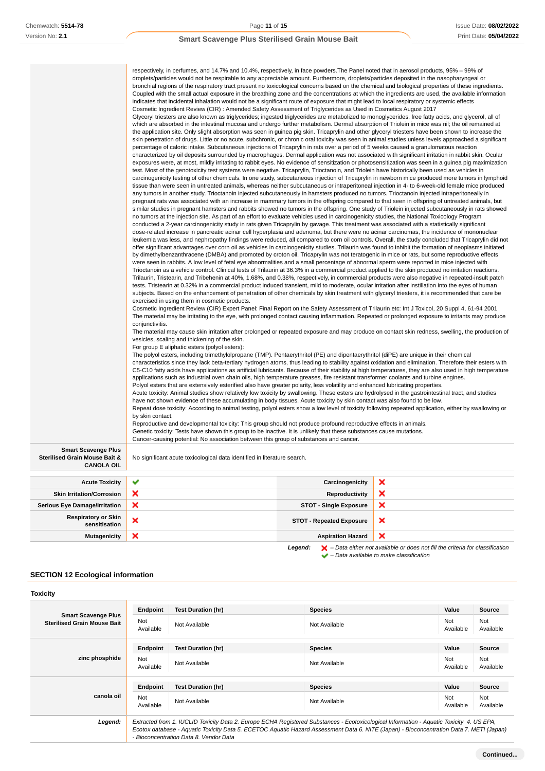| | |
|---|---|
| | respectively, in perfumes, and 14.7% and 10.4%, respectively, in face powders.The Panel noted that in aerosol products, 95% – 99% of droplets/particles would not be respirable to any appreciable amount. Furthermore, droplets/particles deposited in the nasopharyngeal or bronchial regions of the respiratory tract present no toxicological concerns based on the chemical and biological properties of these ingredients. Coupled with the small actual exposure in the breathing zone and the concentrations at which the ingredients are used, the available information indicates that incidental inhalation would not be a significant route of exposure that might lead to local respiratory or systemic effects<br>Cosmetic Ingredient Review (CIR) : Amended Safety Assessment of Triglycerides as Used in Cosmetics August 2017<br>Glyceryl triesters are also known as triglycerides; ingested triglycerides are metabolized to monoglycerides, free fatty acids, and glycerol, all of which are absorbed in the intestinal mucosa and undergo further metabolism. Dermal absorption of Triolein in mice was nil; the oil remained at the application site. Only slight absorption was seen in guinea pig skin. Tricaprylin and other glyceryl triesters have been shown to increase the skin penetration of drugs. Little or no acute, subchronic, or chronic oral toxicity was seen in animal studies unless levels approached a significant percentage of caloric intake. Subcutaneous injections of Tricaprylin in rats over a period of 5 weeks caused a granulomatous reaction characterized by oil deposits surrounded by macrophages. Dermal application was not associated with significant irritation in rabbit skin. Ocular exposures were, at most, mildly irritating to rabbit eyes. No evidence of sensitization or photosensitization was seen in a guinea pig maximization test. Most of the genotoxicity test systems were negative. Tricaprylin, Trioctanoin, and Triolein have historically been used as vehicles in carcinogenicity testing of other chemicals. In one study, subcutaneous injection of Tricaprylin in newborn mice produced more tumors in lymphoid tissue than were seen in untreated animals, whereas neither subcutaneous or intraperitoneal injection in 4- to 6-week-old female mice produced any tumors in another study. Trioctanoin injected subcutaneously in hamsters produced no tumors. Trioctanoin injected intraperitoneally in pregnant rats was associated with an increase in mammary tumors in the offspring compared to that seen in offspring of untreated animals, but similar studies in pregnant hamsters and rabbits showed no tumors in the offspring. One study of Triolein injected subcutaneously in rats showed no tumors at the injection site. As part of an effort to evaluate vehicles used in carcinogenicity studies, the National Toxicology Program conducted a 2-year carcinogenicity study in rats given Tricaprylin by gavage. This treatment was associated with a statistically significant dose-related increase in pancreatic acinar cell hyperplasia and adenoma, but there were no acinar carcinomas, the incidence of mononuclear leukemia was less, and nephropathy findings were reduced, all compared to corn oil controls. Overall, the study concluded that Tricaprylin did not offer significant advantages over corn oil as vehicles in carcinogenicity studies. Trilaurin was found to inhibit the formation of neoplasms initiated by dimethylbenzanthracene (DMBA) and promoted by croton oil. Tricaprylin was not teratogenic in mice or rats, but some reproductive effects were seen in rabbits. A low level of fetal eye abnormalities and a small percentage of abnormal sperm were reported in mice injected with Trioctanoin as a vehicle control. Clinical tests of Trilaurin at 36.3% in a commercial product applied to the skin produced no irritation reactions. Trilaurin, Tristearin, and Tribehenin at 40%, 1.68%, and 0.38%, respectively, in commercial products were also negative in repeated-insult patch tests. Tristearin at 0.32% in a commercial product induced transient, mild to moderate, ocular irritation after instillation into the eyes of human subjects. Based on the enhancement of penetration of other chemicals by skin treatment with glyceryl triesters, it is recommended that care be exercised in using them in cosmetic products.<br>Cosmetic Ingredient Review (CIR) Expert Panel: Final Report on the Safety Assessment of Trilaurin etc: Int J Toxicol, 20 Suppl 4, 61-94 2001<br>The material may be irritating to the eye, with prolonged contact causing inflammation. Repeated or prolonged exposure to irritants may produce conjunctivitis.<br>The material may cause skin irritation after prolonged or repeated exposure and may produce on contact skin redness, swelling, the production of vesicles, scaling and thickening of the skin.<br>For group E aliphatic esters (polyol esters):<br>The polyol esters, including trimethylolpropane (TMP). Pentaerythritol (PE) and dipentaerythritol (diPE) are unique in their chemical characteristics since they lack beta-tertiary hydrogen atoms, thus leading to stability against oxidation and elimination. Therefore their esters with C5-C10 fatty acids have applications as artificial lubricants. Because of their stability at high temperatures, they are also used in high temperature applications such as industrial oven chain oils, high temperature greases, fire resistant transformer coolants and turbine engines.<br>Polyol esters that are extensively esterified also have greater polarity, less volatility and enhanced lubricating properties.<br>Acute toxicity: Animal studies show relatively low toxicity by swallowing. These esters are hydrolysed in the gastrointestinal tract, and studies have not shown evidence of these accumulating in body tissues. Acute toxicity by skin contact was also found to be low.<br>Repeat dose toxicity: According to animal testing, polyol esters show a low level of toxicity following repeated application, either by swallowing or by skin contact.<br>Reproductive and developmental toxicity: This group should not produce profound reproductive effects in animals.<br>Genetic toxicity: Tests have shown this group to be inactive. It is unlikely that these substances cause mutations.<br>Cancer-causing potential: No association between this group of substances and cancer. |
| **Smart Scavenge Plus Sterilised Grain Mouse Bait & CANOLA OIL** | No significant acute toxicological data identified in literature search. |

| | | | |
|---|---|---|---|
| **Acute Toxicity** | ✔ | **Carcinogenicity** | ✘ |
| **Skin Irritation/Corrosion** | ✘ | **Reproductivity** | ✘ |
| **Serious Eye Damage/Irritation** | ✘ | **STOT - Single Exposure** | ✘ |
| **Respiratory or Skin sensitisation** | ✘ | **STOT - Repeated Exposure** | ✘ |
| **Mutagenicity** | ✘ | **Aspiration Hazard** | ✘ |

*Legend:* ✘ *– Data either not available or does not fill the criteria for classification*
✔ *– Data available to make classification*

## SECTION 12 Ecological information

### Toxicity

| | Endpoint | Test Duration (hr) | Species | Value | Source |
|---|---|---|---|---|---|
| **Smart Scavenge Plus Sterilised Grain Mouse Bait** | Not Available | Not Available | Not Available | Not Available | Not Available |
| **zinc phosphide** | Not Available | Not Available | Not Available | Not Available | Not Available |
| **canola oil** | Not Available | Not Available | Not Available | Not Available | Not Available |

***Legend:*** *Extracted from 1. IUCLID Toxicity Data 2. Europe ECHA Registered Substances - Ecotoxicological Information - Aquatic Toxicity 4. US EPA, Ecotox database - Aquatic Toxicity Data 5. ECETOC Aquatic Hazard Assessment Data 6. NITE (Japan) - Bioconcentration Data 7. METI (Japan) - Bioconcentration Data 8. Vendor Data*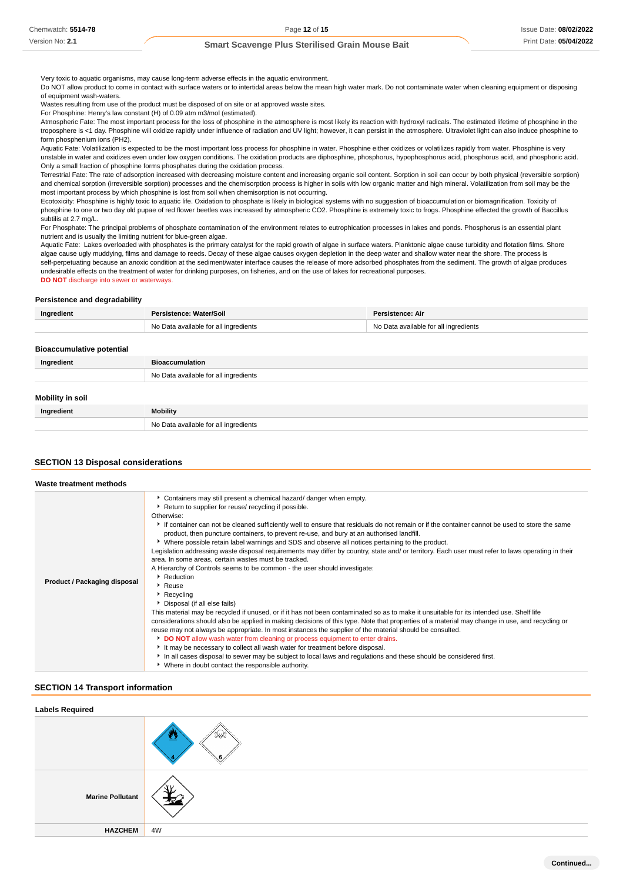Very toxic to aquatic organisms, may cause long-term adverse effects in the aquatic environment.
Do NOT allow product to come in contact with surface waters or to intertidal areas below the mean high water mark. Do not contaminate water when cleaning equipment or disposing of equipment wash-waters.
Wastes resulting from use of the product must be disposed of on site or at approved waste sites.
For Phosphine: Henry's law constant (H) of 0.09 atm m3/mol (estimated).
Atmospheric Fate: The most important process for the loss of phosphine in the atmosphere is most likely its reaction with hydroxyl radicals. The estimated lifetime of phosphine in the troposphere is <1 day. Phosphine will oxidize rapidly under influence of radiation and UV light; however, it can persist in the atmosphere. Ultraviolet light can also induce phosphine to form phosphenium ions (PH2).
Aquatic Fate: Volatilization is expected to be the most important loss process for phosphine in water. Phosphine either oxidizes or volatilizes rapidly from water. Phosphine is very unstable in water and oxidizes even under low oxygen conditions. The oxidation products are diphosphine, phosphorus, hypophosphorus acid, phosphorus acid, and phosphoric acid. Only a small fraction of phosphine forms phosphates during the oxidation process.
Terrestrial Fate: The rate of adsorption increased with decreasing moisture content and increasing organic soil content. Sorption in soil can occur by both physical (reversible sorption) and chemical sorption (irreversible sorption) processes and the chemisorption process is higher in soils with low organic matter and high mineral. Volatilization from soil may be the most important process by which phosphine is lost from soil when chemisorption is not occurring.
Ecotoxicity: Phosphine is highly toxic to aquatic life. Oxidation to phosphate is likely in biological systems with no suggestion of bioaccumulation or biomagnification. Toxicity of phosphine to one or two day old pupae of red flower beetles was increased by atmospheric CO2. Phosphine is extremely toxic to frogs. Phosphine effected the growth of Baccillus subtilis at 2.7 mg/L.
For Phosphate: The principal problems of phosphate contamination of the environment relates to eutrophication processes in lakes and ponds. Phosphorus is an essential plant nutrient and is usually the limiting nutrient for blue-green algae.
Aquatic Fate: Lakes overloaded with phosphates is the primary catalyst for the rapid growth of algae in surface waters. Planktonic algae cause turbidity and flotation films. Shore algae cause ugly muddying, films and damage to reeds. Decay of these algae causes oxygen depletion in the deep water and shallow water near the shore. The process is self-perpetuating because an anoxic condition at the sediment/water interface causes the release of more adsorbed phosphates from the sediment. The growth of algae produces undesirable effects on the treatment of water for drinking purposes, on fisheries, and on the use of lakes for recreational purposes.
**DO NOT** discharge into sewer or waterways.

### Persistence and degradability

| Ingredient | Persistence: Water/Soil | Persistence: Air |
|---|---|---|
| | No Data available for all ingredients | No Data available for all ingredients |

### Bioaccumulative potential

| Ingredient | Bioaccumulation |
|---|---|
| | No Data available for all ingredients |

### Mobility in soil

| Ingredient | Mobility |
|---|---|
| | No Data available for all ingredients |

## SECTION 13 Disposal considerations

### Waste treatment methods

| | |
|---|---|
| **Product / Packaging disposal** | ▸ Containers may still present a chemical hazard/ danger when empty.<br>▸ Return to supplier for reuse/ recycling if possible.<br>Otherwise:<br>▸ If container can not be cleaned sufficiently well to ensure that residuals do not remain or if the container cannot be used to store the same product, then puncture containers, to prevent re-use, and bury at an authorised landfill.<br>▸ Where possible retain label warnings and SDS and observe all notices pertaining to the product.<br>Legislation addressing waste disposal requirements may differ by country, state and/ or territory. Each user must refer to laws operating in their area. In some areas, certain wastes must be tracked.<br>A Hierarchy of Controls seems to be common - the user should investigate:<br>▸ Reduction<br>▸ Reuse<br>▸ Recycling<br>▸ Disposal (if all else fails)<br>This material may be recycled if unused, or if it has not been contaminated so as to make it unsuitable for its intended use. Shelf life considerations should also be applied in making decisions of this type. Note that properties of a material may change in use, and recycling or reuse may not always be appropriate. In most instances the supplier of the material should be consulted.<br>▸ **DO NOT** allow wash water from cleaning or process equipment to enter drains.<br>▸ It may be necessary to collect all wash water for treatment before disposal.<br>▸ In all cases disposal to sewer may be subject to local laws and regulations and these should be considered first.<br>▸ Where in doubt contact the responsible authority. |

## SECTION 14 Transport information

### Labels Required

| | |
|---|---|
| | |
| **Marine Pollutant** | |
| **HAZCHEM** | 4W |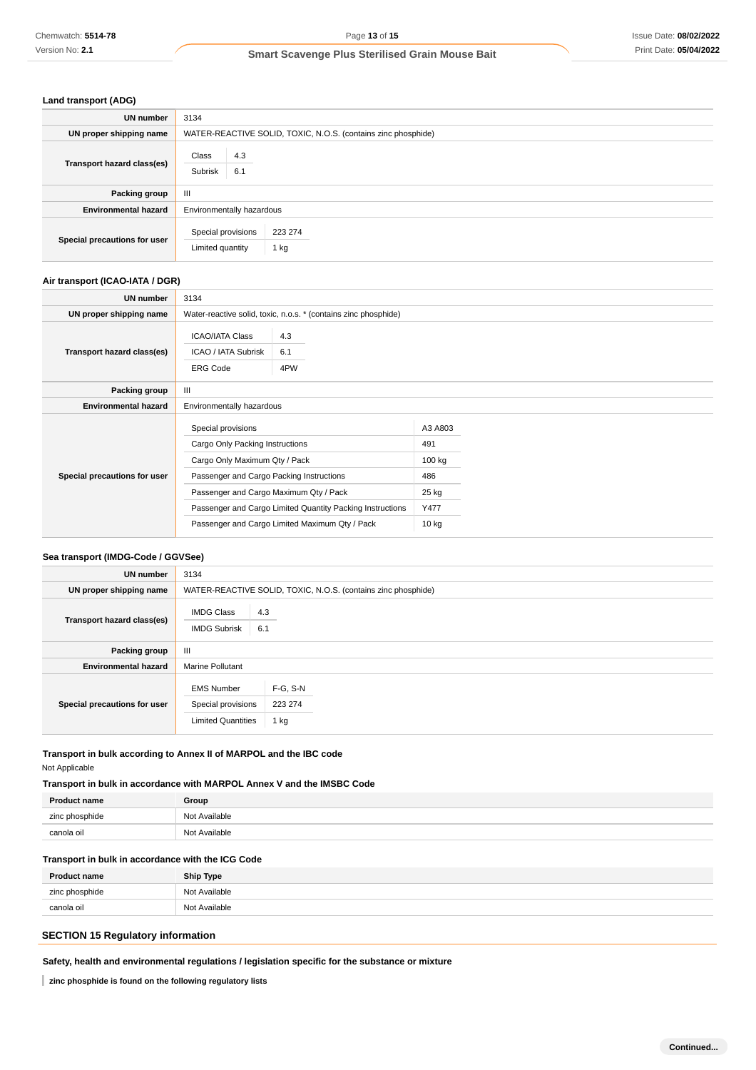### Land transport (ADG)

| | |
|---|---|
| **UN number** | 3134 |
| **UN proper shipping name** | WATER-REACTIVE SOLID, TOXIC, N.O.S. (contains zinc phosphide) |
| **Transport hazard class(es)** | Class: 4.3<br>Subrisk: 6.1 |
| **Packing group** | III |
| **Environmental hazard** | Environmentally hazardous |
| **Special precautions for user** | Special provisions: 223 274<br>Limited quantity: 1 kg |

### Air transport (ICAO-IATA / DGR)

| | |
|---|---|
| **UN number** | 3134 |
| **UN proper shipping name** | Water-reactive solid, toxic, n.o.s. * (contains zinc phosphide) |
| **Transport hazard class(es)** | ICAO/IATA Class: 4.3<br>ICAO / IATA Subrisk: 6.1<br>ERG Code: 4PW |
| **Packing group** | III |
| **Environmental hazard** | Environmentally hazardous |
| **Special precautions for user** | Special provisions: A3 A803<br>Cargo Only Packing Instructions: 491<br>Cargo Only Maximum Qty / Pack: 100 kg<br>Passenger and Cargo Packing Instructions: 486<br>Passenger and Cargo Maximum Qty / Pack: 25 kg<br>Passenger and Cargo Limited Quantity Packing Instructions: Y477<br>Passenger and Cargo Limited Maximum Qty / Pack: 10 kg |

### Sea transport (IMDG-Code / GGVSee)

| | |
|---|---|
| **UN number** | 3134 |
| **UN proper shipping name** | WATER-REACTIVE SOLID, TOXIC, N.O.S. (contains zinc phosphide) |
| **Transport hazard class(es)** | IMDG Class: 4.3<br>IMDG Subrisk: 6.1 |
| **Packing group** | III |
| **Environmental hazard** | Marine Pollutant |
| **Special precautions for user** | EMS Number: F-G, S-N<br>Special provisions: 223 274<br>Limited Quantities: 1 kg |

### Transport in bulk according to Annex II of MARPOL and the IBC code

Not Applicable

### Transport in bulk in accordance with MARPOL Annex V and the IMSBC Code

| Product name | Group |
|---|---|
| zinc phosphide | Not Available |
| canola oil | Not Available |

### Transport in bulk in accordance with the ICG Code

| Product name | Ship Type |
|---|---|
| zinc phosphide | Not Available |
| canola oil | Not Available |

## SECTION 15 Regulatory information

### Safety, health and environmental regulations / legislation specific for the substance or mixture

**zinc phosphide is found on the following regulatory lists**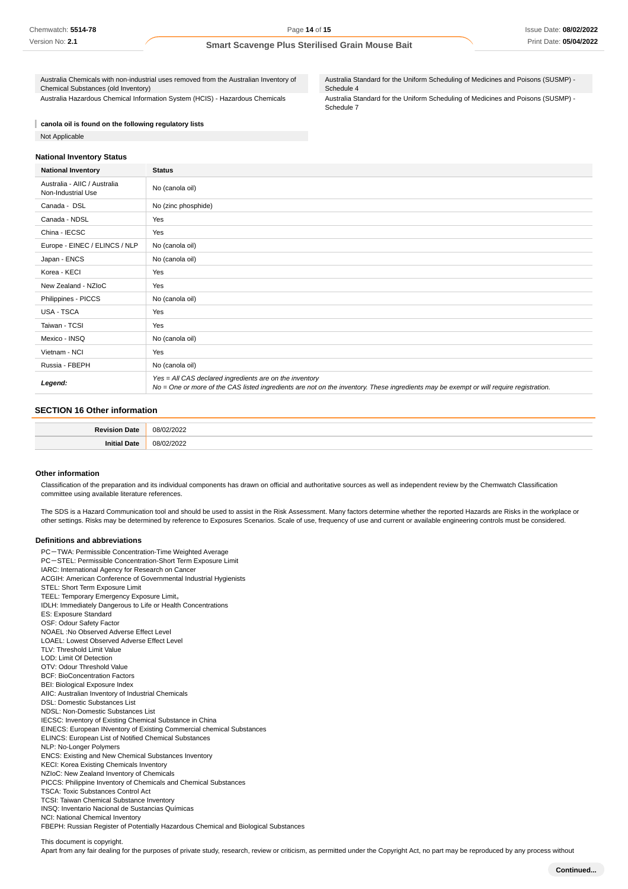| | |
|---|---|
| Australia Chemicals with non-industrial uses removed from the Australian Inventory of Chemical Substances (old Inventory) | Australia Standard for the Uniform Scheduling of Medicines and Poisons (SUSMP) - Schedule 4 |
| Australia Hazardous Chemical Information System (HCIS) - Hazardous Chemicals | Australia Standard for the Uniform Scheduling of Medicines and Poisons (SUSMP) - Schedule 7 |

**canola oil is found on the following regulatory lists**

Not Applicable

### National Inventory Status

| National Inventory | Status |
|---|---|
| Australia - AIIC / Australia Non-Industrial Use | No (canola oil) |
| Canada - DSL | No (zinc phosphide) |
| Canada - NDSL | Yes |
| China - IECSC | Yes |
| Europe - EINEC / ELINCS / NLP | No (canola oil) |
| Japan - ENCS | No (canola oil) |
| Korea - KECI | Yes |
| New Zealand - NZIoC | Yes |
| Philippines - PICCS | No (canola oil) |
| USA - TSCA | Yes |
| Taiwan - TCSI | Yes |
| Mexico - INSQ | No (canola oil) |
| Vietnam - NCI | Yes |
| Russia - FBEPH | No (canola oil) |
| ***Legend:*** | *Yes = All CAS declared ingredients are on the inventory*<br>*No = One or more of the CAS listed ingredients are not on the inventory. These ingredients may be exempt or will require registration.* |

## SECTION 16 Other information

| | |
|---|---|
| **Revision Date** | 08/02/2022 |
| **Initial Date** | 08/02/2022 |

### Other information

Classification of the preparation and its individual components has drawn on official and authoritative sources as well as independent review by the Chemwatch Classification committee using available literature references.

The SDS is a Hazard Communication tool and should be used to assist in the Risk Assessment. Many factors determine whether the reported Hazards are Risks in the workplace or other settings. Risks may be determined by reference to Exposures Scenarios. Scale of use, frequency of use and current or available engineering controls must be considered.

### Definitions and abbreviations

PC－TWA: Permissible Concentration-Time Weighted Average
PC－STEL: Permissible Concentration-Short Term Exposure Limit
IARC: International Agency for Research on Cancer
ACGIH: American Conference of Governmental Industrial Hygienists
STEL: Short Term Exposure Limit
TEEL: Temporary Emergency Exposure Limit。
IDLH: Immediately Dangerous to Life or Health Concentrations
ES: Exposure Standard
OSF: Odour Safety Factor
NOAEL :No Observed Adverse Effect Level
LOAEL: Lowest Observed Adverse Effect Level
TLV: Threshold Limit Value
LOD: Limit Of Detection
OTV: Odour Threshold Value
BCF: BioConcentration Factors
BEI: Biological Exposure Index
AIIC: Australian Inventory of Industrial Chemicals
DSL: Domestic Substances List
NDSL: Non-Domestic Substances List
IECSC: Inventory of Existing Chemical Substance in China
EINECS: European INventory of Existing Commercial chemical Substances
ELINCS: European List of Notified Chemical Substances
NLP: No-Longer Polymers
ENCS: Existing and New Chemical Substances Inventory
KECI: Korea Existing Chemicals Inventory
NZIoC: New Zealand Inventory of Chemicals
PICCS: Philippine Inventory of Chemicals and Chemical Substances
TSCA: Toxic Substances Control Act
TCSI: Taiwan Chemical Substance Inventory
INSQ: Inventario Nacional de Sustancias Químicas
NCI: National Chemical Inventory
FBEPH: Russian Register of Potentially Hazardous Chemical and Biological Substances

This document is copyright.
Apart from any fair dealing for the purposes of private study, research, review or criticism, as permitted under the Copyright Act, no part may be reproduced by any process without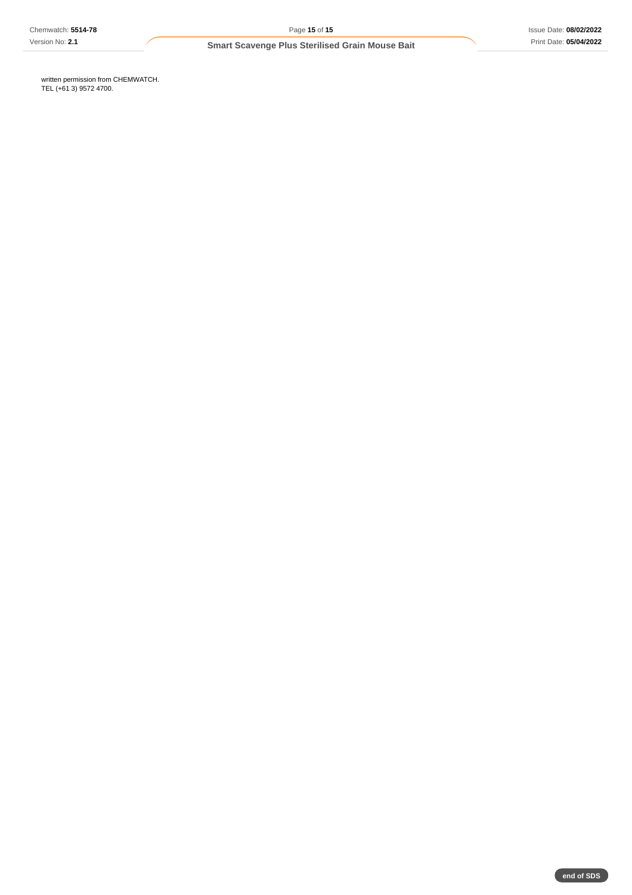written permission from CHEMWATCH.
TEL (+61 3) 9572 4700.

**end of SDS**